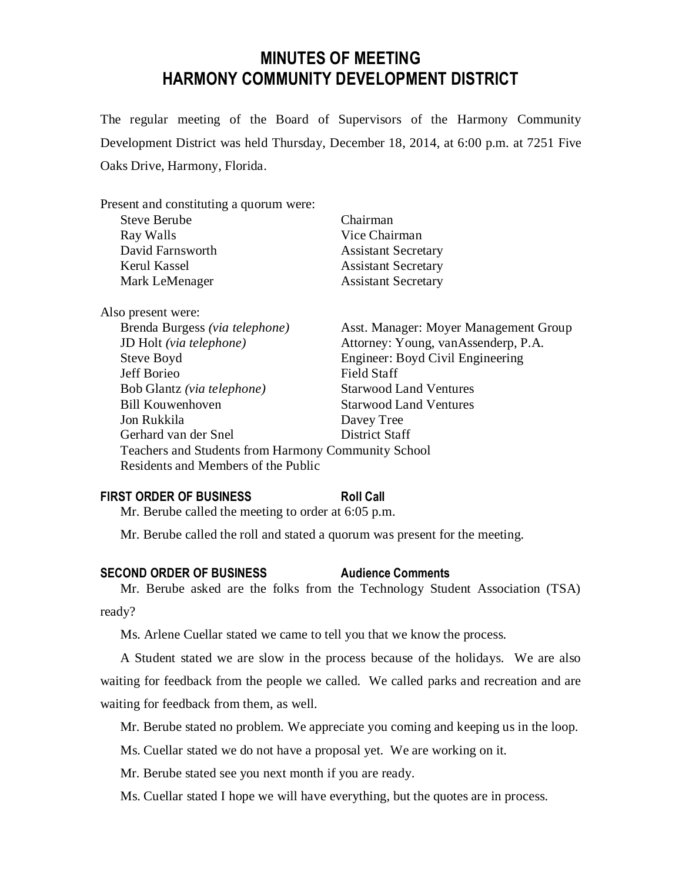# MINUTES OF MEETING
# HARMONY COMMUNITY DEVELOPMENT DISTRICT

The regular meeting of the Board of Supervisors of the Harmony Community Development District was held Thursday, December 18, 2014, at 6:00 p.m. at 7251 Five Oaks Drive, Harmony, Florida.

Present and constituting a quorum were:

| | |
|---|---|
| Steve Berube | Chairman |
| Ray Walls | Vice Chairman |
| David Farnsworth | Assistant Secretary |
| Kerul Kassel | Assistant Secretary |
| Mark LeMenager | Assistant Secretary |

Also present were:

| | |
|---|---|
| Brenda Burgess *(via telephone)* | Asst. Manager: Moyer Management Group |
| JD Holt *(via telephone)* | Attorney: Young, vanAssenderp, P.A. |
| Steve Boyd | Engineer: Boyd Civil Engineering |
| Jeff Borieo | Field Staff |
| Bob Glantz *(via telephone)* | Starwood Land Ventures |
| Bill Kouwenhoven | Starwood Land Ventures |
| Jon Rukkila | Davey Tree |
| Gerhard van der Snel | District Staff |

Teachers and Students from Harmony Community School
Residents and Members of the Public

**FIRST ORDER OF BUSINESS** **Roll Call**

Mr. Berube called the meeting to order at 6:05 p.m.

Mr. Berube called the roll and stated a quorum was present for the meeting.

**SECOND ORDER OF BUSINESS** **Audience Comments**

Mr. Berube asked are the folks from the Technology Student Association (TSA) ready?

Ms. Arlene Cuellar stated we came to tell you that we know the process.

A Student stated we are slow in the process because of the holidays. We are also waiting for feedback from the people we called. We called parks and recreation and are waiting for feedback from them, as well.

Mr. Berube stated no problem. We appreciate you coming and keeping us in the loop.

Ms. Cuellar stated we do not have a proposal yet. We are working on it.

Mr. Berube stated see you next month if you are ready.

Ms. Cuellar stated I hope we will have everything, but the quotes are in process.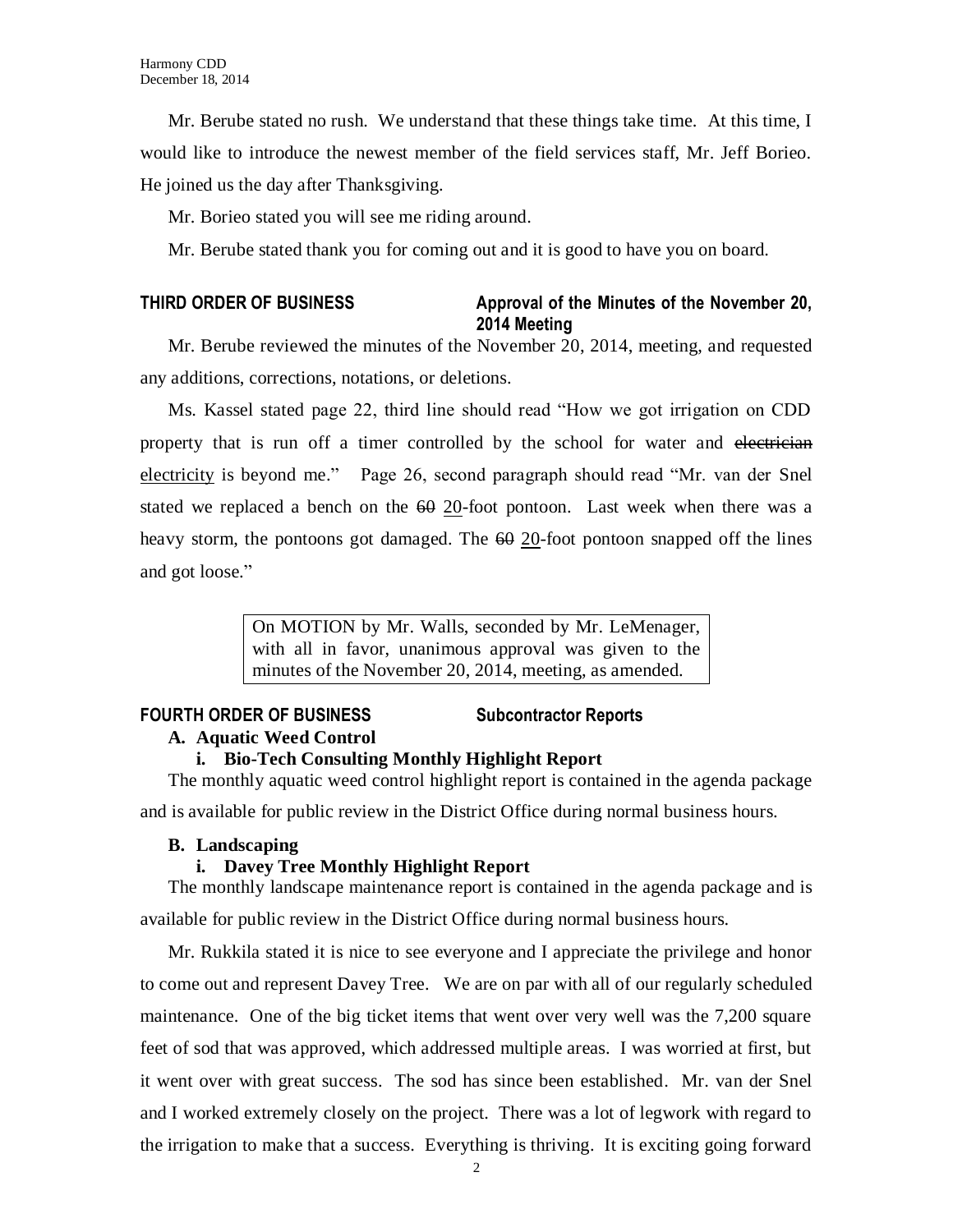Mr. Berube stated no rush. We understand that these things take time. At this time, I would like to introduce the newest member of the field services staff, Mr. Jeff Borieo. He joined us the day after Thanksgiving.

Mr. Borieo stated you will see me riding around.

Mr. Berube stated thank you for coming out and it is good to have you on board.

**THIRD ORDER OF BUSINESS — Approval of the Minutes of the November 20, 2014 Meeting**

Mr. Berube reviewed the minutes of the November 20, 2014, meeting, and requested any additions, corrections, notations, or deletions.

Ms. Kassel stated page 22, third line should read "How we got irrigation on CDD property that is run off a timer controlled by the school for water and ~~electrician~~ <u>electricity</u> is beyond me." Page 26, second paragraph should read "Mr. van der Snel stated we replaced a bench on the ~~60~~ <u>20</u>-foot pontoon. Last week when there was a heavy storm, the pontoons got damaged. The ~~60~~ <u>20</u>-foot pontoon snapped off the lines and got loose."

> On MOTION by Mr. Walls, seconded by Mr. LeMenager, with all in favor, unanimous approval was given to the minutes of the November 20, 2014, meeting, as amended.

**FOURTH ORDER OF BUSINESS — Subcontractor Reports**

**A. Aquatic Weed Control**

**i. Bio-Tech Consulting Monthly Highlight Report**

The monthly aquatic weed control highlight report is contained in the agenda package and is available for public review in the District Office during normal business hours.

**B. Landscaping**

**i. Davey Tree Monthly Highlight Report**

The monthly landscape maintenance report is contained in the agenda package and is available for public review in the District Office during normal business hours.

Mr. Rukkila stated it is nice to see everyone and I appreciate the privilege and honor to come out and represent Davey Tree. We are on par with all of our regularly scheduled maintenance. One of the big ticket items that went over very well was the 7,200 square feet of sod that was approved, which addressed multiple areas. I was worried at first, but it went over with great success. The sod has since been established. Mr. van der Snel and I worked extremely closely on the project. There was a lot of legwork with regard to the irrigation to make that a success. Everything is thriving. It is exciting going forward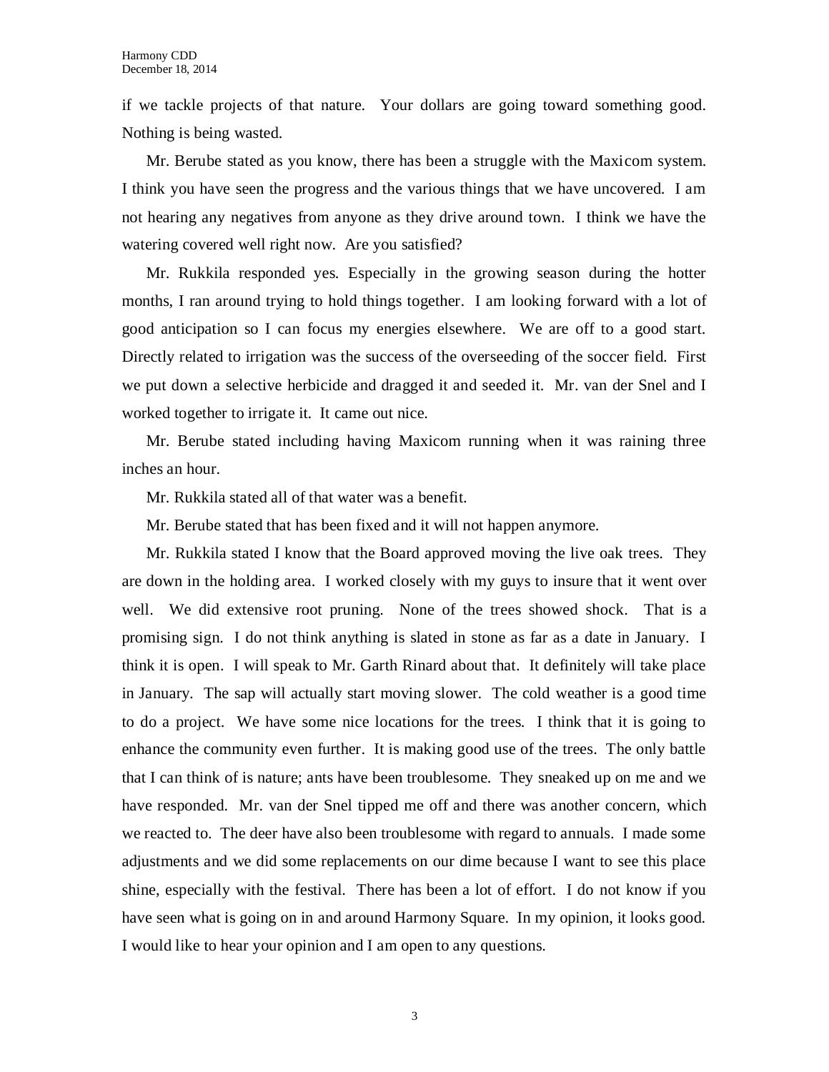if we tackle projects of that nature. Your dollars are going toward something good. Nothing is being wasted.

Mr. Berube stated as you know, there has been a struggle with the Maxicom system. I think you have seen the progress and the various things that we have uncovered. I am not hearing any negatives from anyone as they drive around town. I think we have the watering covered well right now. Are you satisfied?

Mr. Rukkila responded yes. Especially in the growing season during the hotter months, I ran around trying to hold things together. I am looking forward with a lot of good anticipation so I can focus my energies elsewhere. We are off to a good start. Directly related to irrigation was the success of the overseeding of the soccer field. First we put down a selective herbicide and dragged it and seeded it. Mr. van der Snel and I worked together to irrigate it. It came out nice.

Mr. Berube stated including having Maxicom running when it was raining three inches an hour.

Mr. Rukkila stated all of that water was a benefit.

Mr. Berube stated that has been fixed and it will not happen anymore.

Mr. Rukkila stated I know that the Board approved moving the live oak trees. They are down in the holding area. I worked closely with my guys to insure that it went over well. We did extensive root pruning. None of the trees showed shock. That is a promising sign. I do not think anything is slated in stone as far as a date in January. I think it is open. I will speak to Mr. Garth Rinard about that. It definitely will take place in January. The sap will actually start moving slower. The cold weather is a good time to do a project. We have some nice locations for the trees. I think that it is going to enhance the community even further. It is making good use of the trees. The only battle that I can think of is nature; ants have been troublesome. They sneaked up on me and we have responded. Mr. van der Snel tipped me off and there was another concern, which we reacted to. The deer have also been troublesome with regard to annuals. I made some adjustments and we did some replacements on our dime because I want to see this place shine, especially with the festival. There has been a lot of effort. I do not know if you have seen what is going on in and around Harmony Square. In my opinion, it looks good. I would like to hear your opinion and I am open to any questions.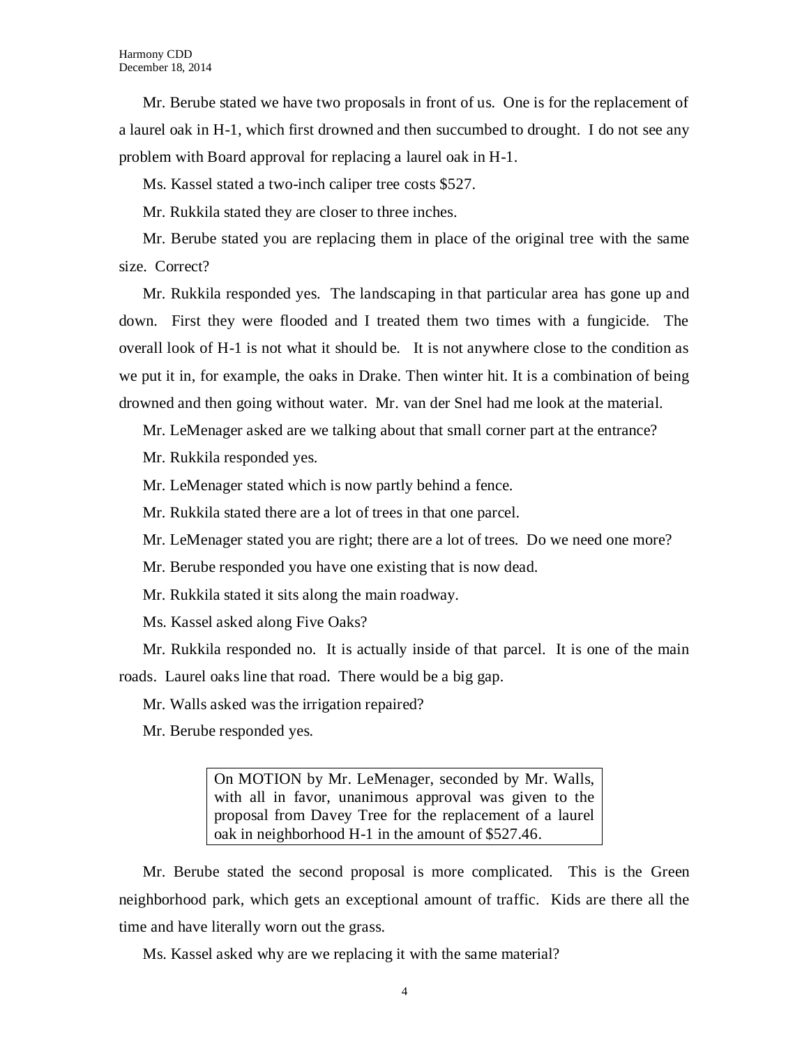Mr. Berube stated we have two proposals in front of us. One is for the replacement of a laurel oak in H-1, which first drowned and then succumbed to drought. I do not see any problem with Board approval for replacing a laurel oak in H-1.

Ms. Kassel stated a two-inch caliper tree costs $527.

Mr. Rukkila stated they are closer to three inches.

Mr. Berube stated you are replacing them in place of the original tree with the same size. Correct?

Mr. Rukkila responded yes. The landscaping in that particular area has gone up and down. First they were flooded and I treated them two times with a fungicide. The overall look of H-1 is not what it should be. It is not anywhere close to the condition as we put it in, for example, the oaks in Drake. Then winter hit. It is a combination of being drowned and then going without water. Mr. van der Snel had me look at the material.

Mr. LeMenager asked are we talking about that small corner part at the entrance?

Mr. Rukkila responded yes.

Mr. LeMenager stated which is now partly behind a fence.

Mr. Rukkila stated there are a lot of trees in that one parcel.

Mr. LeMenager stated you are right; there are a lot of trees. Do we need one more?

Mr. Berube responded you have one existing that is now dead.

Mr. Rukkila stated it sits along the main roadway.

Ms. Kassel asked along Five Oaks?

Mr. Rukkila responded no. It is actually inside of that parcel. It is one of the main roads. Laurel oaks line that road. There would be a big gap.

Mr. Walls asked was the irrigation repaired?

Mr. Berube responded yes.

> On MOTION by Mr. LeMenager, seconded by Mr. Walls, with all in favor, unanimous approval was given to the proposal from Davey Tree for the replacement of a laurel oak in neighborhood H-1 in the amount of $527.46.

Mr. Berube stated the second proposal is more complicated. This is the Green neighborhood park, which gets an exceptional amount of traffic. Kids are there all the time and have literally worn out the grass.

Ms. Kassel asked why are we replacing it with the same material?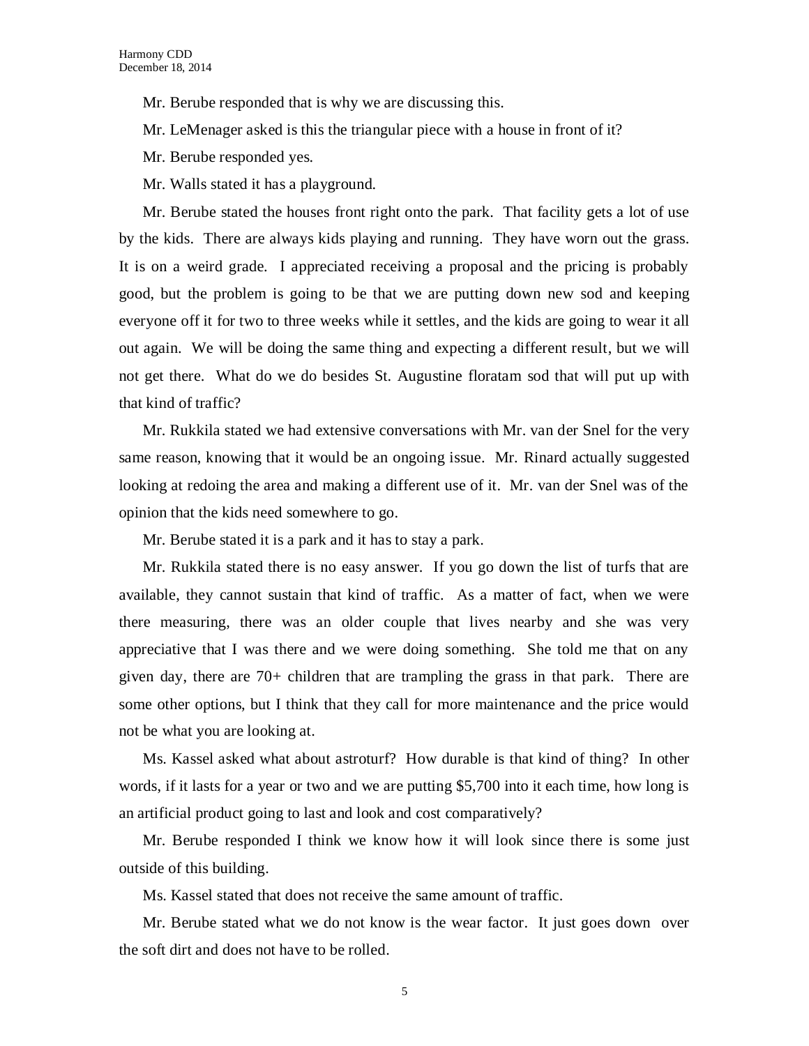Mr. Berube responded that is why we are discussing this.

Mr. LeMenager asked is this the triangular piece with a house in front of it?

Mr. Berube responded yes.

Mr. Walls stated it has a playground.

Mr. Berube stated the houses front right onto the park. That facility gets a lot of use by the kids. There are always kids playing and running. They have worn out the grass. It is on a weird grade. I appreciated receiving a proposal and the pricing is probably good, but the problem is going to be that we are putting down new sod and keeping everyone off it for two to three weeks while it settles, and the kids are going to wear it all out again. We will be doing the same thing and expecting a different result, but we will not get there. What do we do besides St. Augustine floratam sod that will put up with that kind of traffic?

Mr. Rukkila stated we had extensive conversations with Mr. van der Snel for the very same reason, knowing that it would be an ongoing issue. Mr. Rinard actually suggested looking at redoing the area and making a different use of it. Mr. van der Snel was of the opinion that the kids need somewhere to go.

Mr. Berube stated it is a park and it has to stay a park.

Mr. Rukkila stated there is no easy answer. If you go down the list of turfs that are available, they cannot sustain that kind of traffic. As a matter of fact, when we were there measuring, there was an older couple that lives nearby and she was very appreciative that I was there and we were doing something. She told me that on any given day, there are 70+ children that are trampling the grass in that park. There are some other options, but I think that they call for more maintenance and the price would not be what you are looking at.

Ms. Kassel asked what about astroturf? How durable is that kind of thing? In other words, if it lasts for a year or two and we are putting $5,700 into it each time, how long is an artificial product going to last and look and cost comparatively?

Mr. Berube responded I think we know how it will look since there is some just outside of this building.

Ms. Kassel stated that does not receive the same amount of traffic.

Mr. Berube stated what we do not know is the wear factor. It just goes down over the soft dirt and does not have to be rolled.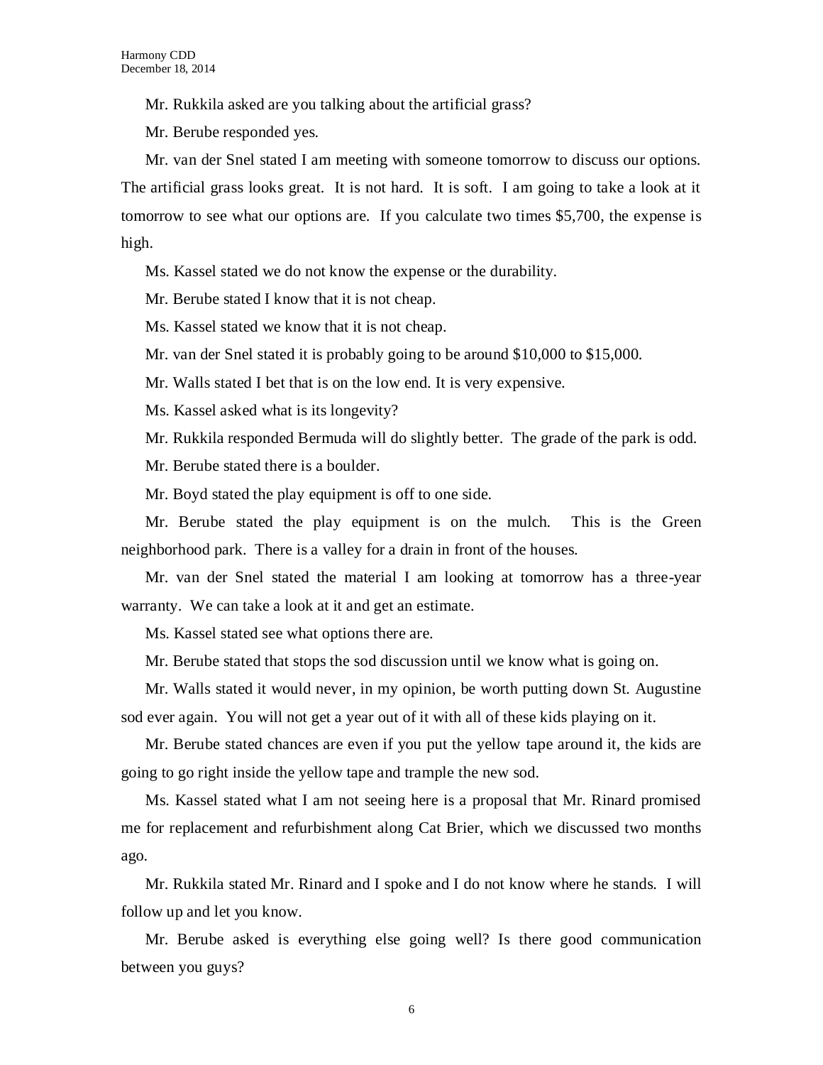Mr. Rukkila asked are you talking about the artificial grass?

Mr. Berube responded yes.

Mr. van der Snel stated I am meeting with someone tomorrow to discuss our options. The artificial grass looks great. It is not hard. It is soft. I am going to take a look at it tomorrow to see what our options are. If you calculate two times $5,700, the expense is high.

Ms. Kassel stated we do not know the expense or the durability.

Mr. Berube stated I know that it is not cheap.

Ms. Kassel stated we know that it is not cheap.

Mr. van der Snel stated it is probably going to be around $10,000 to $15,000.

Mr. Walls stated I bet that is on the low end. It is very expensive.

Ms. Kassel asked what is its longevity?

Mr. Rukkila responded Bermuda will do slightly better. The grade of the park is odd.

Mr. Berube stated there is a boulder.

Mr. Boyd stated the play equipment is off to one side.

Mr. Berube stated the play equipment is on the mulch. This is the Green neighborhood park. There is a valley for a drain in front of the houses.

Mr. van der Snel stated the material I am looking at tomorrow has a three-year warranty. We can take a look at it and get an estimate.

Ms. Kassel stated see what options there are.

Mr. Berube stated that stops the sod discussion until we know what is going on.

Mr. Walls stated it would never, in my opinion, be worth putting down St. Augustine sod ever again. You will not get a year out of it with all of these kids playing on it.

Mr. Berube stated chances are even if you put the yellow tape around it, the kids are going to go right inside the yellow tape and trample the new sod.

Ms. Kassel stated what I am not seeing here is a proposal that Mr. Rinard promised me for replacement and refurbishment along Cat Brier, which we discussed two months ago.

Mr. Rukkila stated Mr. Rinard and I spoke and I do not know where he stands. I will follow up and let you know.

Mr. Berube asked is everything else going well? Is there good communication between you guys?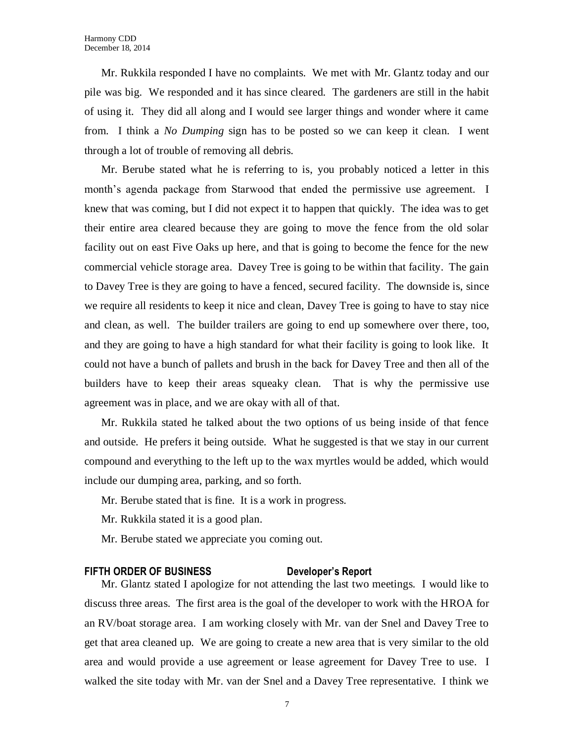Mr. Rukkila responded I have no complaints. We met with Mr. Glantz today and our pile was big. We responded and it has since cleared. The gardeners are still in the habit of using it. They did all along and I would see larger things and wonder where it came from. I think a *No Dumping* sign has to be posted so we can keep it clean. I went through a lot of trouble of removing all debris.

Mr. Berube stated what he is referring to is, you probably noticed a letter in this month's agenda package from Starwood that ended the permissive use agreement. I knew that was coming, but I did not expect it to happen that quickly. The idea was to get their entire area cleared because they are going to move the fence from the old solar facility out on east Five Oaks up here, and that is going to become the fence for the new commercial vehicle storage area. Davey Tree is going to be within that facility. The gain to Davey Tree is they are going to have a fenced, secured facility. The downside is, since we require all residents to keep it nice and clean, Davey Tree is going to have to stay nice and clean, as well. The builder trailers are going to end up somewhere over there, too, and they are going to have a high standard for what their facility is going to look like. It could not have a bunch of pallets and brush in the back for Davey Tree and then all of the builders have to keep their areas squeaky clean. That is why the permissive use agreement was in place, and we are okay with all of that.

Mr. Rukkila stated he talked about the two options of us being inside of that fence and outside. He prefers it being outside. What he suggested is that we stay in our current compound and everything to the left up to the wax myrtles would be added, which would include our dumping area, parking, and so forth.

Mr. Berube stated that is fine. It is a work in progress.

Mr. Rukkila stated it is a good plan.

Mr. Berube stated we appreciate you coming out.

**FIFTH ORDER OF BUSINESS — Developer's Report**

Mr. Glantz stated I apologize for not attending the last two meetings. I would like to discuss three areas. The first area is the goal of the developer to work with the HROA for an RV/boat storage area. I am working closely with Mr. van der Snel and Davey Tree to get that area cleaned up. We are going to create a new area that is very similar to the old area and would provide a use agreement or lease agreement for Davey Tree to use. I walked the site today with Mr. van der Snel and a Davey Tree representative. I think we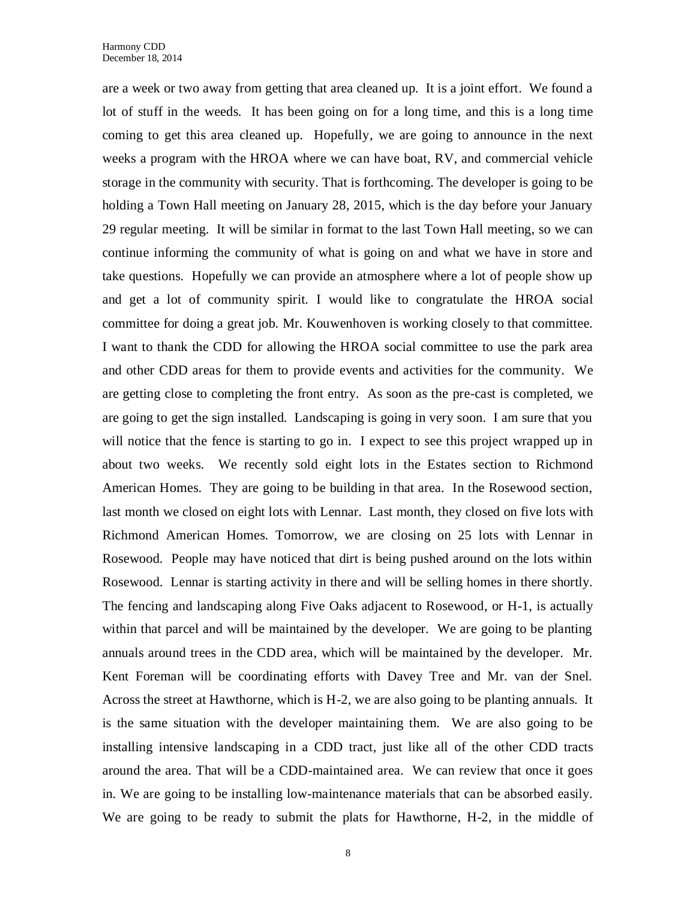are a week or two away from getting that area cleaned up. It is a joint effort. We found a lot of stuff in the weeds. It has been going on for a long time, and this is a long time coming to get this area cleaned up. Hopefully, we are going to announce in the next weeks a program with the HROA where we can have boat, RV, and commercial vehicle storage in the community with security. That is forthcoming. The developer is going to be holding a Town Hall meeting on January 28, 2015, which is the day before your January 29 regular meeting. It will be similar in format to the last Town Hall meeting, so we can continue informing the community of what is going on and what we have in store and take questions. Hopefully we can provide an atmosphere where a lot of people show up and get a lot of community spirit. I would like to congratulate the HROA social committee for doing a great job. Mr. Kouwenhoven is working closely to that committee. I want to thank the CDD for allowing the HROA social committee to use the park area and other CDD areas for them to provide events and activities for the community. We are getting close to completing the front entry. As soon as the pre-cast is completed, we are going to get the sign installed. Landscaping is going in very soon. I am sure that you will notice that the fence is starting to go in. I expect to see this project wrapped up in about two weeks. We recently sold eight lots in the Estates section to Richmond American Homes. They are going to be building in that area. In the Rosewood section, last month we closed on eight lots with Lennar. Last month, they closed on five lots with Richmond American Homes. Tomorrow, we are closing on 25 lots with Lennar in Rosewood. People may have noticed that dirt is being pushed around on the lots within Rosewood. Lennar is starting activity in there and will be selling homes in there shortly. The fencing and landscaping along Five Oaks adjacent to Rosewood, or H-1, is actually within that parcel and will be maintained by the developer. We are going to be planting annuals around trees in the CDD area, which will be maintained by the developer. Mr. Kent Foreman will be coordinating efforts with Davey Tree and Mr. van der Snel. Across the street at Hawthorne, which is H-2, we are also going to be planting annuals. It is the same situation with the developer maintaining them. We are also going to be installing intensive landscaping in a CDD tract, just like all of the other CDD tracts around the area. That will be a CDD-maintained area. We can review that once it goes in. We are going to be installing low-maintenance materials that can be absorbed easily. We are going to be ready to submit the plats for Hawthorne, H-2, in the middle of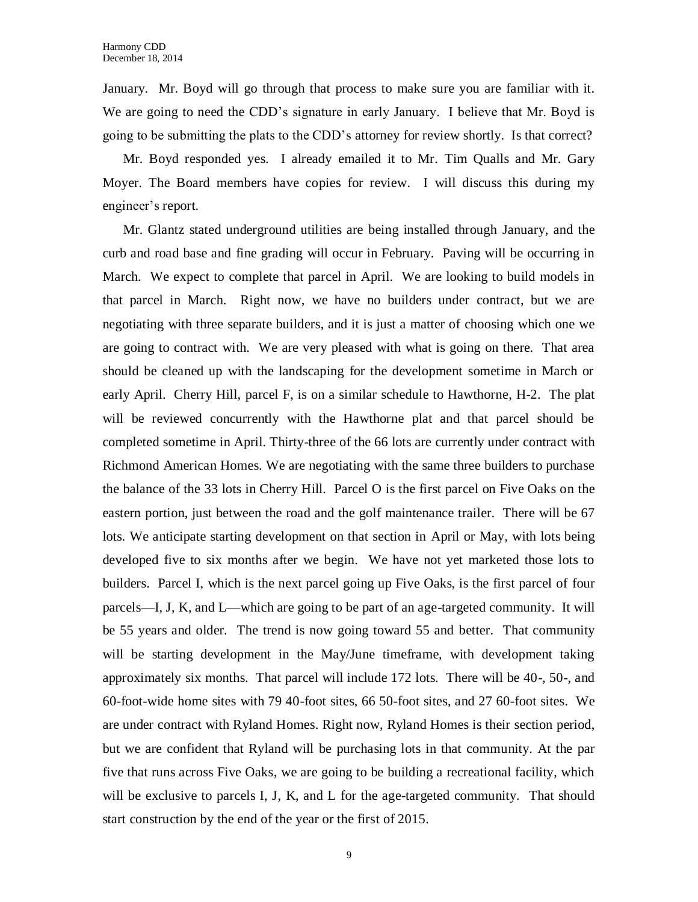January. Mr. Boyd will go through that process to make sure you are familiar with it. We are going to need the CDD's signature in early January. I believe that Mr. Boyd is going to be submitting the plats to the CDD's attorney for review shortly. Is that correct?

Mr. Boyd responded yes. I already emailed it to Mr. Tim Qualls and Mr. Gary Moyer. The Board members have copies for review. I will discuss this during my engineer's report.

Mr. Glantz stated underground utilities are being installed through January, and the curb and road base and fine grading will occur in February. Paving will be occurring in March. We expect to complete that parcel in April. We are looking to build models in that parcel in March. Right now, we have no builders under contract, but we are negotiating with three separate builders, and it is just a matter of choosing which one we are going to contract with. We are very pleased with what is going on there. That area should be cleaned up with the landscaping for the development sometime in March or early April. Cherry Hill, parcel F, is on a similar schedule to Hawthorne, H-2. The plat will be reviewed concurrently with the Hawthorne plat and that parcel should be completed sometime in April. Thirty-three of the 66 lots are currently under contract with Richmond American Homes. We are negotiating with the same three builders to purchase the balance of the 33 lots in Cherry Hill. Parcel O is the first parcel on Five Oaks on the eastern portion, just between the road and the golf maintenance trailer. There will be 67 lots. We anticipate starting development on that section in April or May, with lots being developed five to six months after we begin. We have not yet marketed those lots to builders. Parcel I, which is the next parcel going up Five Oaks, is the first parcel of four parcels—I, J, K, and L—which are going to be part of an age-targeted community. It will be 55 years and older. The trend is now going toward 55 and better. That community will be starting development in the May/June timeframe, with development taking approximately six months. That parcel will include 172 lots. There will be 40-, 50-, and 60-foot-wide home sites with 79 40-foot sites, 66 50-foot sites, and 27 60-foot sites. We are under contract with Ryland Homes. Right now, Ryland Homes is their section period, but we are confident that Ryland will be purchasing lots in that community. At the par five that runs across Five Oaks, we are going to be building a recreational facility, which will be exclusive to parcels I, J, K, and L for the age-targeted community. That should start construction by the end of the year or the first of 2015.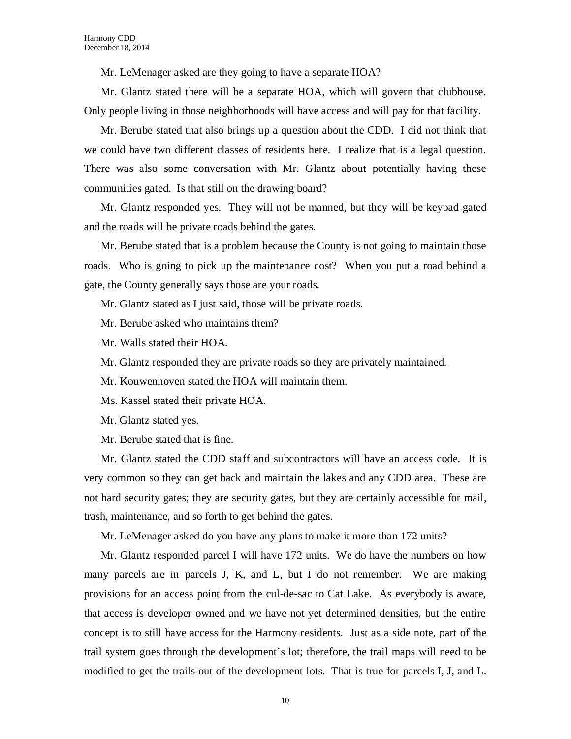Mr. LeMenager asked are they going to have a separate HOA?

Mr. Glantz stated there will be a separate HOA, which will govern that clubhouse. Only people living in those neighborhoods will have access and will pay for that facility.

Mr. Berube stated that also brings up a question about the CDD. I did not think that we could have two different classes of residents here. I realize that is a legal question. There was also some conversation with Mr. Glantz about potentially having these communities gated. Is that still on the drawing board?

Mr. Glantz responded yes. They will not be manned, but they will be keypad gated and the roads will be private roads behind the gates.

Mr. Berube stated that is a problem because the County is not going to maintain those roads. Who is going to pick up the maintenance cost? When you put a road behind a gate, the County generally says those are your roads.

Mr. Glantz stated as I just said, those will be private roads.

Mr. Berube asked who maintains them?

Mr. Walls stated their HOA.

Mr. Glantz responded they are private roads so they are privately maintained.

Mr. Kouwenhoven stated the HOA will maintain them.

Ms. Kassel stated their private HOA.

Mr. Glantz stated yes.

Mr. Berube stated that is fine.

Mr. Glantz stated the CDD staff and subcontractors will have an access code. It is very common so they can get back and maintain the lakes and any CDD area. These are not hard security gates; they are security gates, but they are certainly accessible for mail, trash, maintenance, and so forth to get behind the gates.

Mr. LeMenager asked do you have any plans to make it more than 172 units?

Mr. Glantz responded parcel I will have 172 units. We do have the numbers on how many parcels are in parcels J, K, and L, but I do not remember. We are making provisions for an access point from the cul-de-sac to Cat Lake. As everybody is aware, that access is developer owned and we have not yet determined densities, but the entire concept is to still have access for the Harmony residents. Just as a side note, part of the trail system goes through the development's lot; therefore, the trail maps will need to be modified to get the trails out of the development lots. That is true for parcels I, J, and L.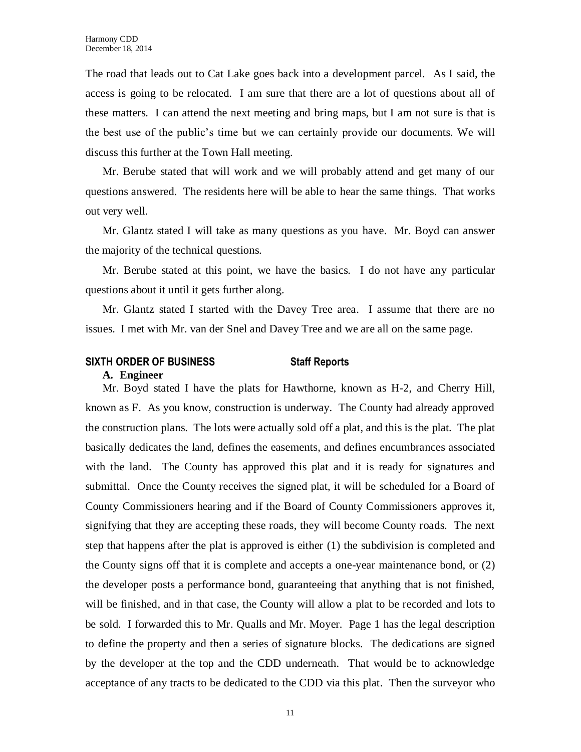The road that leads out to Cat Lake goes back into a development parcel. As I said, the access is going to be relocated. I am sure that there are a lot of questions about all of these matters. I can attend the next meeting and bring maps, but I am not sure is that is the best use of the public's time but we can certainly provide our documents. We will discuss this further at the Town Hall meeting.

Mr. Berube stated that will work and we will probably attend and get many of our questions answered. The residents here will be able to hear the same things. That works out very well.

Mr. Glantz stated I will take as many questions as you have. Mr. Boyd can answer the majority of the technical questions.

Mr. Berube stated at this point, we have the basics. I do not have any particular questions about it until it gets further along.

Mr. Glantz stated I started with the Davey Tree area. I assume that there are no issues. I met with Mr. van der Snel and Davey Tree and we are all on the same page.

**SIXTH ORDER OF BUSINESS** **Staff Reports**

**A. Engineer**

Mr. Boyd stated I have the plats for Hawthorne, known as H-2, and Cherry Hill, known as F. As you know, construction is underway. The County had already approved the construction plans. The lots were actually sold off a plat, and this is the plat. The plat basically dedicates the land, defines the easements, and defines encumbrances associated with the land. The County has approved this plat and it is ready for signatures and submittal. Once the County receives the signed plat, it will be scheduled for a Board of County Commissioners hearing and if the Board of County Commissioners approves it, signifying that they are accepting these roads, they will become County roads. The next step that happens after the plat is approved is either (1) the subdivision is completed and the County signs off that it is complete and accepts a one-year maintenance bond, or (2) the developer posts a performance bond, guaranteeing that anything that is not finished, will be finished, and in that case, the County will allow a plat to be recorded and lots to be sold. I forwarded this to Mr. Qualls and Mr. Moyer. Page 1 has the legal description to define the property and then a series of signature blocks. The dedications are signed by the developer at the top and the CDD underneath. That would be to acknowledge acceptance of any tracts to be dedicated to the CDD via this plat. Then the surveyor who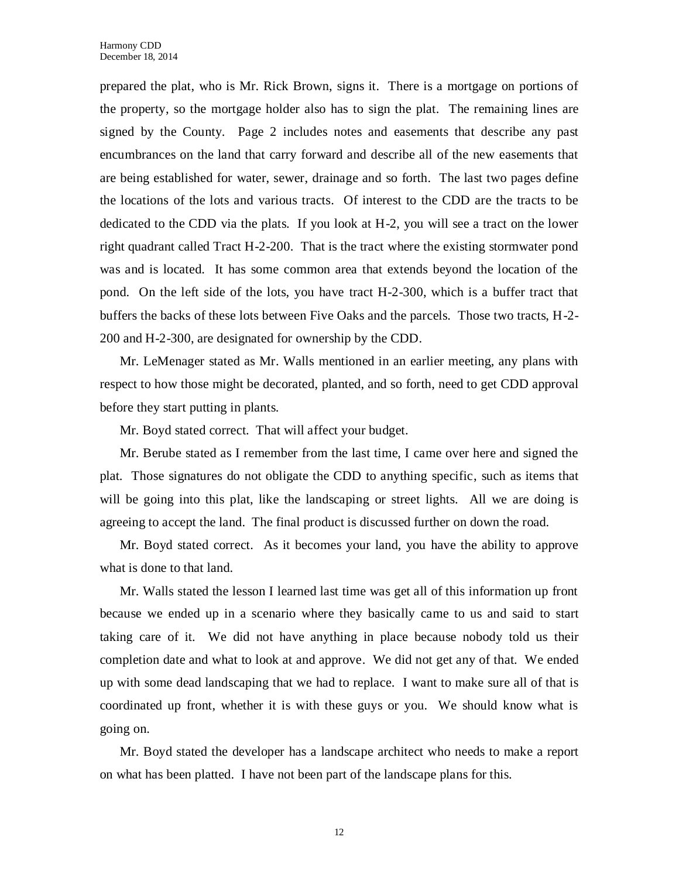prepared the plat, who is Mr. Rick Brown, signs it. There is a mortgage on portions of the property, so the mortgage holder also has to sign the plat. The remaining lines are signed by the County. Page 2 includes notes and easements that describe any past encumbrances on the land that carry forward and describe all of the new easements that are being established for water, sewer, drainage and so forth. The last two pages define the locations of the lots and various tracts. Of interest to the CDD are the tracts to be dedicated to the CDD via the plats. If you look at H-2, you will see a tract on the lower right quadrant called Tract H-2-200. That is the tract where the existing stormwater pond was and is located. It has some common area that extends beyond the location of the pond. On the left side of the lots, you have tract H-2-300, which is a buffer tract that buffers the backs of these lots between Five Oaks and the parcels. Those two tracts, H-2-200 and H-2-300, are designated for ownership by the CDD.

Mr. LeMenager stated as Mr. Walls mentioned in an earlier meeting, any plans with respect to how those might be decorated, planted, and so forth, need to get CDD approval before they start putting in plants.

Mr. Boyd stated correct. That will affect your budget.

Mr. Berube stated as I remember from the last time, I came over here and signed the plat. Those signatures do not obligate the CDD to anything specific, such as items that will be going into this plat, like the landscaping or street lights. All we are doing is agreeing to accept the land. The final product is discussed further on down the road.

Mr. Boyd stated correct. As it becomes your land, you have the ability to approve what is done to that land.

Mr. Walls stated the lesson I learned last time was get all of this information up front because we ended up in a scenario where they basically came to us and said to start taking care of it. We did not have anything in place because nobody told us their completion date and what to look at and approve. We did not get any of that. We ended up with some dead landscaping that we had to replace. I want to make sure all of that is coordinated up front, whether it is with these guys or you. We should know what is going on.

Mr. Boyd stated the developer has a landscape architect who needs to make a report on what has been platted. I have not been part of the landscape plans for this.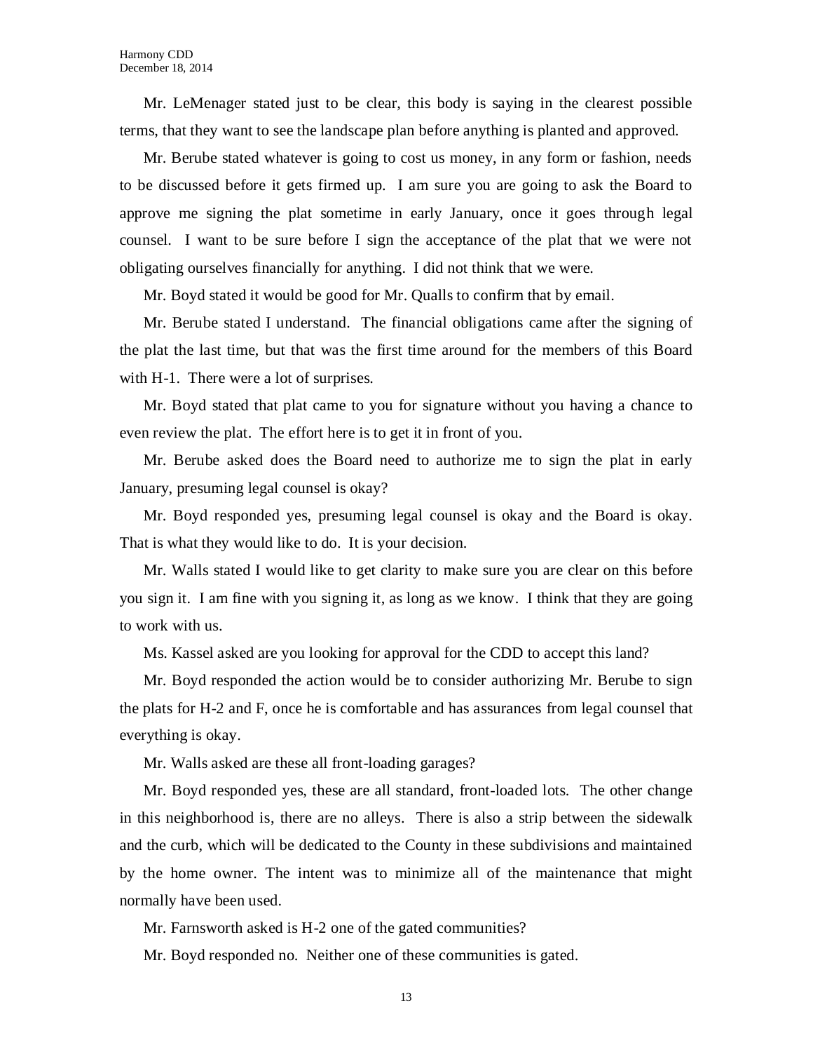Mr. LeMenager stated just to be clear, this body is saying in the clearest possible terms, that they want to see the landscape plan before anything is planted and approved.

Mr. Berube stated whatever is going to cost us money, in any form or fashion, needs to be discussed before it gets firmed up. I am sure you are going to ask the Board to approve me signing the plat sometime in early January, once it goes through legal counsel. I want to be sure before I sign the acceptance of the plat that we were not obligating ourselves financially for anything. I did not think that we were.

Mr. Boyd stated it would be good for Mr. Qualls to confirm that by email.

Mr. Berube stated I understand. The financial obligations came after the signing of the plat the last time, but that was the first time around for the members of this Board with H-1. There were a lot of surprises.

Mr. Boyd stated that plat came to you for signature without you having a chance to even review the plat. The effort here is to get it in front of you.

Mr. Berube asked does the Board need to authorize me to sign the plat in early January, presuming legal counsel is okay?

Mr. Boyd responded yes, presuming legal counsel is okay and the Board is okay. That is what they would like to do. It is your decision.

Mr. Walls stated I would like to get clarity to make sure you are clear on this before you sign it. I am fine with you signing it, as long as we know. I think that they are going to work with us.

Ms. Kassel asked are you looking for approval for the CDD to accept this land?

Mr. Boyd responded the action would be to consider authorizing Mr. Berube to sign the plats for H-2 and F, once he is comfortable and has assurances from legal counsel that everything is okay.

Mr. Walls asked are these all front-loading garages?

Mr. Boyd responded yes, these are all standard, front-loaded lots. The other change in this neighborhood is, there are no alleys. There is also a strip between the sidewalk and the curb, which will be dedicated to the County in these subdivisions and maintained by the home owner. The intent was to minimize all of the maintenance that might normally have been used.

Mr. Farnsworth asked is H-2 one of the gated communities?

Mr. Boyd responded no. Neither one of these communities is gated.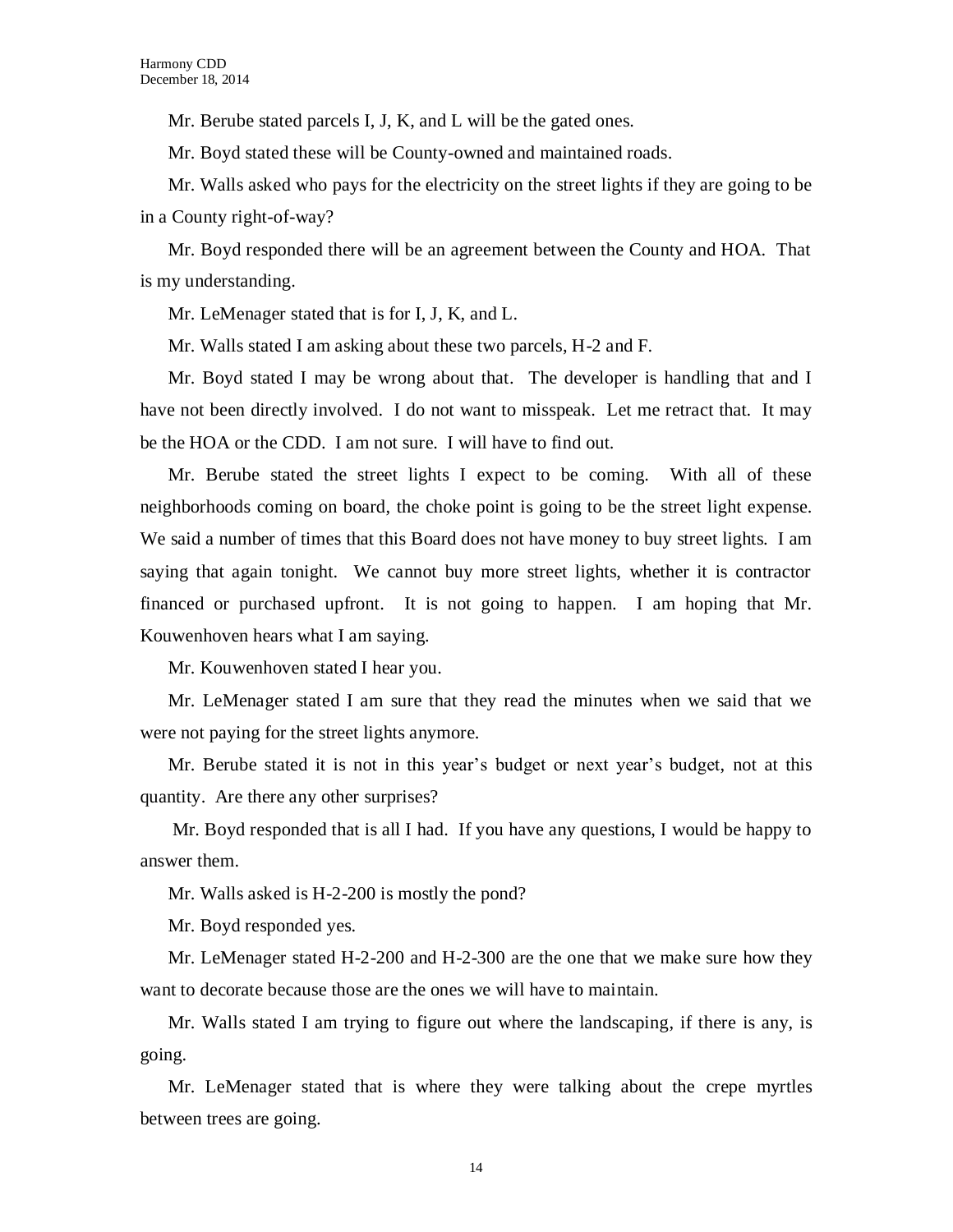Mr. Berube stated parcels I, J, K, and L will be the gated ones.

Mr. Boyd stated these will be County-owned and maintained roads.

Mr. Walls asked who pays for the electricity on the street lights if they are going to be in a County right-of-way?

Mr. Boyd responded there will be an agreement between the County and HOA. That is my understanding.

Mr. LeMenager stated that is for I, J, K, and L.

Mr. Walls stated I am asking about these two parcels, H-2 and F.

Mr. Boyd stated I may be wrong about that. The developer is handling that and I have not been directly involved. I do not want to misspeak. Let me retract that. It may be the HOA or the CDD. I am not sure. I will have to find out.

Mr. Berube stated the street lights I expect to be coming. With all of these neighborhoods coming on board, the choke point is going to be the street light expense. We said a number of times that this Board does not have money to buy street lights. I am saying that again tonight. We cannot buy more street lights, whether it is contractor financed or purchased upfront. It is not going to happen. I am hoping that Mr. Kouwenhoven hears what I am saying.

Mr. Kouwenhoven stated I hear you.

Mr. LeMenager stated I am sure that they read the minutes when we said that we were not paying for the street lights anymore.

Mr. Berube stated it is not in this year's budget or next year's budget, not at this quantity. Are there any other surprises?

Mr. Boyd responded that is all I had. If you have any questions, I would be happy to answer them.

Mr. Walls asked is H-2-200 is mostly the pond?

Mr. Boyd responded yes.

Mr. LeMenager stated H-2-200 and H-2-300 are the one that we make sure how they want to decorate because those are the ones we will have to maintain.

Mr. Walls stated I am trying to figure out where the landscaping, if there is any, is going.

Mr. LeMenager stated that is where they were talking about the crepe myrtles between trees are going.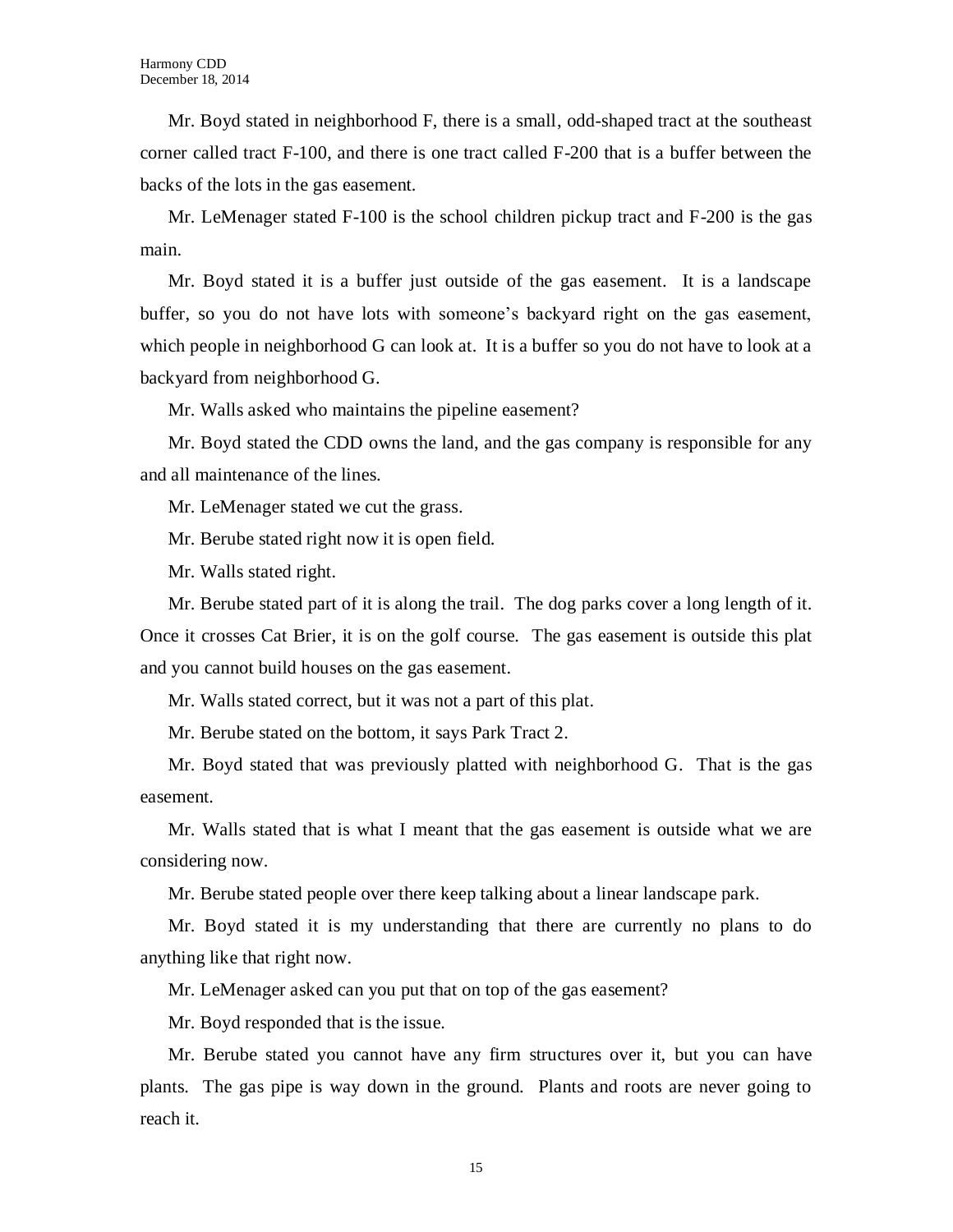Mr. Boyd stated in neighborhood F, there is a small, odd-shaped tract at the southeast corner called tract F-100, and there is one tract called F-200 that is a buffer between the backs of the lots in the gas easement.

Mr. LeMenager stated F-100 is the school children pickup tract and F-200 is the gas main.

Mr. Boyd stated it is a buffer just outside of the gas easement. It is a landscape buffer, so you do not have lots with someone's backyard right on the gas easement, which people in neighborhood G can look at. It is a buffer so you do not have to look at a backyard from neighborhood G.

Mr. Walls asked who maintains the pipeline easement?

Mr. Boyd stated the CDD owns the land, and the gas company is responsible for any and all maintenance of the lines.

Mr. LeMenager stated we cut the grass.

Mr. Berube stated right now it is open field.

Mr. Walls stated right.

Mr. Berube stated part of it is along the trail. The dog parks cover a long length of it. Once it crosses Cat Brier, it is on the golf course. The gas easement is outside this plat and you cannot build houses on the gas easement.

Mr. Walls stated correct, but it was not a part of this plat.

Mr. Berube stated on the bottom, it says Park Tract 2.

Mr. Boyd stated that was previously platted with neighborhood G. That is the gas easement.

Mr. Walls stated that is what I meant that the gas easement is outside what we are considering now.

Mr. Berube stated people over there keep talking about a linear landscape park.

Mr. Boyd stated it is my understanding that there are currently no plans to do anything like that right now.

Mr. LeMenager asked can you put that on top of the gas easement?

Mr. Boyd responded that is the issue.

Mr. Berube stated you cannot have any firm structures over it, but you can have plants. The gas pipe is way down in the ground. Plants and roots are never going to reach it.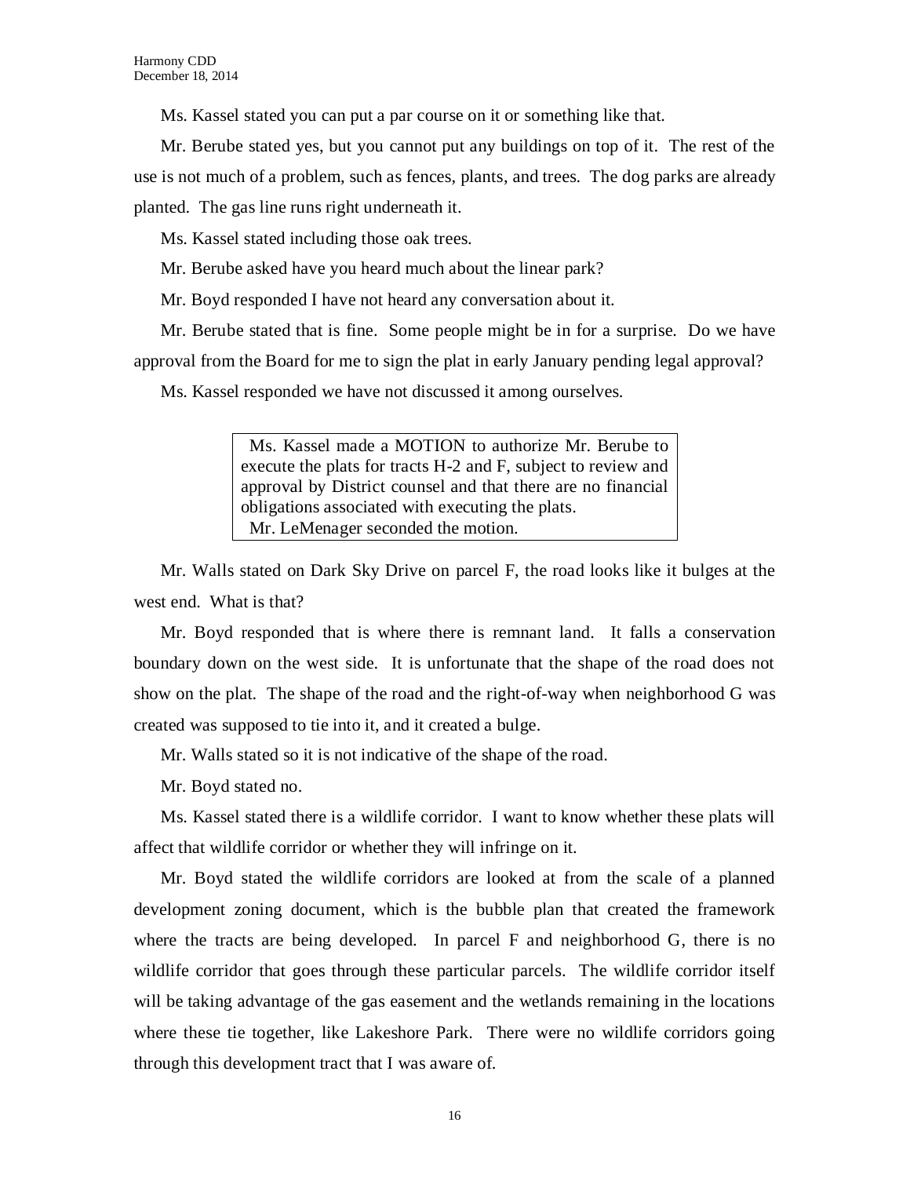Ms. Kassel stated you can put a par course on it or something like that.

Mr. Berube stated yes, but you cannot put any buildings on top of it. The rest of the use is not much of a problem, such as fences, plants, and trees. The dog parks are already planted. The gas line runs right underneath it.

Ms. Kassel stated including those oak trees.

Mr. Berube asked have you heard much about the linear park?

Mr. Boyd responded I have not heard any conversation about it.

Mr. Berube stated that is fine. Some people might be in for a surprise. Do we have approval from the Board for me to sign the plat in early January pending legal approval?

Ms. Kassel responded we have not discussed it among ourselves.

> Ms. Kassel made a MOTION to authorize Mr. Berube to execute the plats for tracts H-2 and F, subject to review and approval by District counsel and that there are no financial obligations associated with executing the plats.
> Mr. LeMenager seconded the motion.

Mr. Walls stated on Dark Sky Drive on parcel F, the road looks like it bulges at the west end. What is that?

Mr. Boyd responded that is where there is remnant land. It falls a conservation boundary down on the west side. It is unfortunate that the shape of the road does not show on the plat. The shape of the road and the right-of-way when neighborhood G was created was supposed to tie into it, and it created a bulge.

Mr. Walls stated so it is not indicative of the shape of the road.

Mr. Boyd stated no.

Ms. Kassel stated there is a wildlife corridor. I want to know whether these plats will affect that wildlife corridor or whether they will infringe on it.

Mr. Boyd stated the wildlife corridors are looked at from the scale of a planned development zoning document, which is the bubble plan that created the framework where the tracts are being developed. In parcel F and neighborhood G, there is no wildlife corridor that goes through these particular parcels. The wildlife corridor itself will be taking advantage of the gas easement and the wetlands remaining in the locations where these tie together, like Lakeshore Park. There were no wildlife corridors going through this development tract that I was aware of.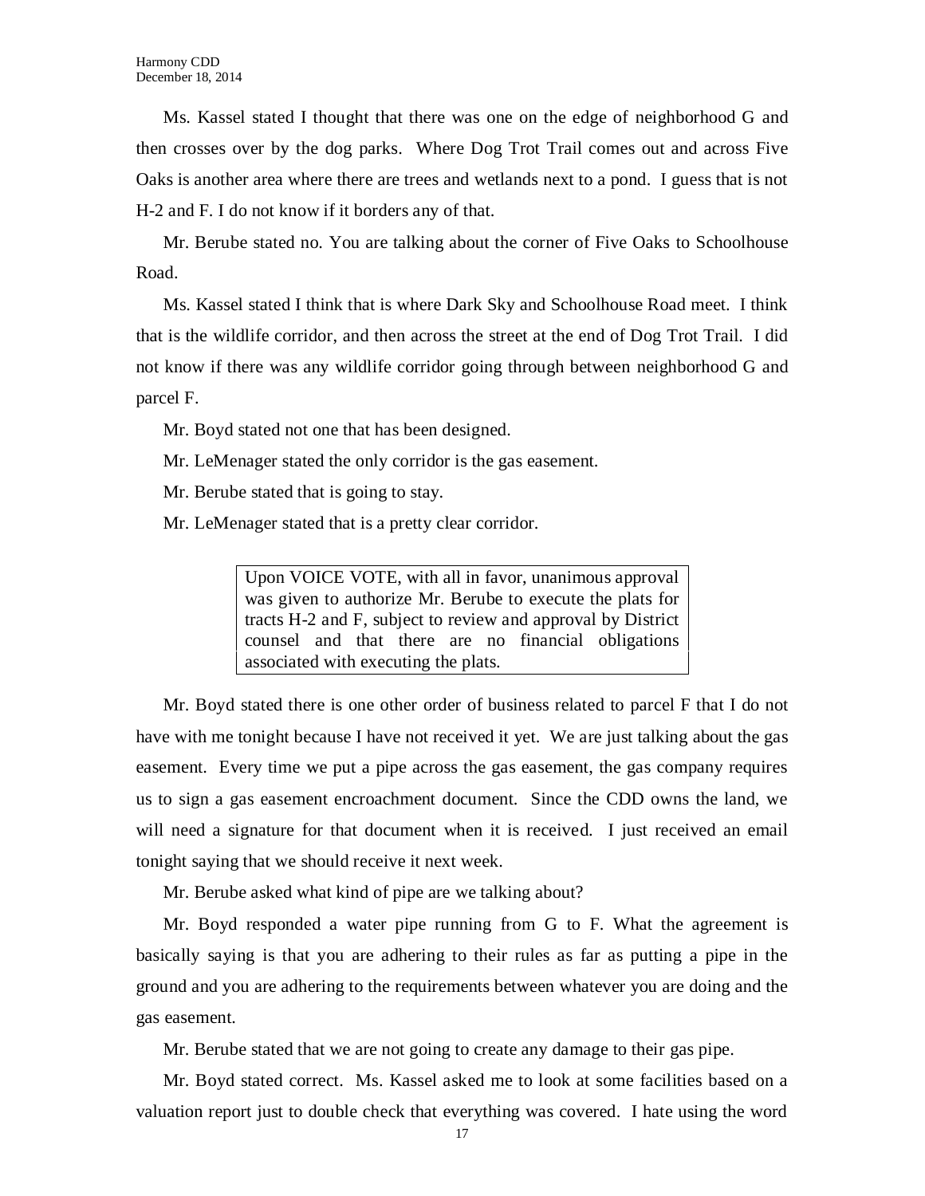Ms. Kassel stated I thought that there was one on the edge of neighborhood G and then crosses over by the dog parks. Where Dog Trot Trail comes out and across Five Oaks is another area where there are trees and wetlands next to a pond. I guess that is not H-2 and F. I do not know if it borders any of that.

Mr. Berube stated no. You are talking about the corner of Five Oaks to Schoolhouse Road.

Ms. Kassel stated I think that is where Dark Sky and Schoolhouse Road meet. I think that is the wildlife corridor, and then across the street at the end of Dog Trot Trail. I did not know if there was any wildlife corridor going through between neighborhood G and parcel F.

Mr. Boyd stated not one that has been designed.

Mr. LeMenager stated the only corridor is the gas easement.

Mr. Berube stated that is going to stay.

Mr. LeMenager stated that is a pretty clear corridor.

> Upon VOICE VOTE, with all in favor, unanimous approval was given to authorize Mr. Berube to execute the plats for tracts H-2 and F, subject to review and approval by District counsel and that there are no financial obligations associated with executing the plats.

Mr. Boyd stated there is one other order of business related to parcel F that I do not have with me tonight because I have not received it yet. We are just talking about the gas easement. Every time we put a pipe across the gas easement, the gas company requires us to sign a gas easement encroachment document. Since the CDD owns the land, we will need a signature for that document when it is received. I just received an email tonight saying that we should receive it next week.

Mr. Berube asked what kind of pipe are we talking about?

Mr. Boyd responded a water pipe running from G to F. What the agreement is basically saying is that you are adhering to their rules as far as putting a pipe in the ground and you are adhering to the requirements between whatever you are doing and the gas easement.

Mr. Berube stated that we are not going to create any damage to their gas pipe.

Mr. Boyd stated correct. Ms. Kassel asked me to look at some facilities based on a valuation report just to double check that everything was covered. I hate using the word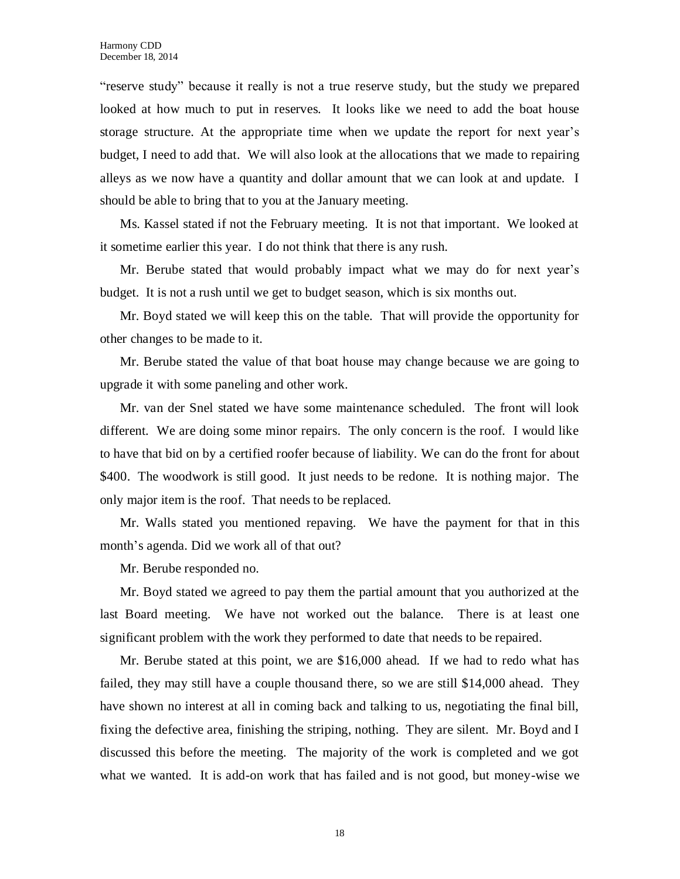"reserve study" because it really is not a true reserve study, but the study we prepared looked at how much to put in reserves. It looks like we need to add the boat house storage structure. At the appropriate time when we update the report for next year's budget, I need to add that. We will also look at the allocations that we made to repairing alleys as we now have a quantity and dollar amount that we can look at and update. I should be able to bring that to you at the January meeting.

Ms. Kassel stated if not the February meeting. It is not that important. We looked at it sometime earlier this year. I do not think that there is any rush.

Mr. Berube stated that would probably impact what we may do for next year's budget. It is not a rush until we get to budget season, which is six months out.

Mr. Boyd stated we will keep this on the table. That will provide the opportunity for other changes to be made to it.

Mr. Berube stated the value of that boat house may change because we are going to upgrade it with some paneling and other work.

Mr. van der Snel stated we have some maintenance scheduled. The front will look different. We are doing some minor repairs. The only concern is the roof. I would like to have that bid on by a certified roofer because of liability. We can do the front for about $400. The woodwork is still good. It just needs to be redone. It is nothing major. The only major item is the roof. That needs to be replaced.

Mr. Walls stated you mentioned repaving. We have the payment for that in this month's agenda. Did we work all of that out?

Mr. Berube responded no.

Mr. Boyd stated we agreed to pay them the partial amount that you authorized at the last Board meeting. We have not worked out the balance. There is at least one significant problem with the work they performed to date that needs to be repaired.

Mr. Berube stated at this point, we are $16,000 ahead. If we had to redo what has failed, they may still have a couple thousand there, so we are still $14,000 ahead. They have shown no interest at all in coming back and talking to us, negotiating the final bill, fixing the defective area, finishing the striping, nothing. They are silent. Mr. Boyd and I discussed this before the meeting. The majority of the work is completed and we got what we wanted. It is add-on work that has failed and is not good, but money-wise we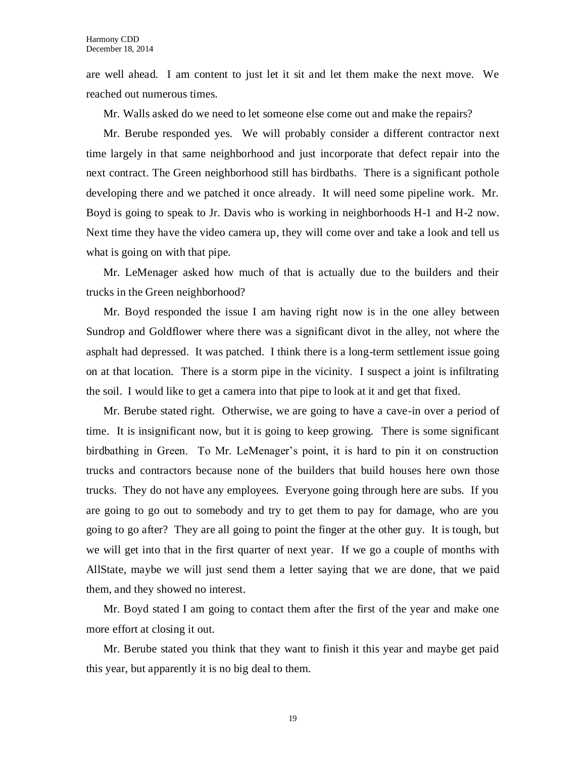are well ahead. I am content to just let it sit and let them make the next move. We reached out numerous times.

Mr. Walls asked do we need to let someone else come out and make the repairs?

Mr. Berube responded yes. We will probably consider a different contractor next time largely in that same neighborhood and just incorporate that defect repair into the next contract. The Green neighborhood still has birdbaths. There is a significant pothole developing there and we patched it once already. It will need some pipeline work. Mr. Boyd is going to speak to Jr. Davis who is working in neighborhoods H-1 and H-2 now. Next time they have the video camera up, they will come over and take a look and tell us what is going on with that pipe.

Mr. LeMenager asked how much of that is actually due to the builders and their trucks in the Green neighborhood?

Mr. Boyd responded the issue I am having right now is in the one alley between Sundrop and Goldflower where there was a significant divot in the alley, not where the asphalt had depressed. It was patched. I think there is a long-term settlement issue going on at that location. There is a storm pipe in the vicinity. I suspect a joint is infiltrating the soil. I would like to get a camera into that pipe to look at it and get that fixed.

Mr. Berube stated right. Otherwise, we are going to have a cave-in over a period of time. It is insignificant now, but it is going to keep growing. There is some significant birdbathing in Green. To Mr. LeMenager's point, it is hard to pin it on construction trucks and contractors because none of the builders that build houses here own those trucks. They do not have any employees. Everyone going through here are subs. If you are going to go out to somebody and try to get them to pay for damage, who are you going to go after? They are all going to point the finger at the other guy. It is tough, but we will get into that in the first quarter of next year. If we go a couple of months with AllState, maybe we will just send them a letter saying that we are done, that we paid them, and they showed no interest.

Mr. Boyd stated I am going to contact them after the first of the year and make one more effort at closing it out.

Mr. Berube stated you think that they want to finish it this year and maybe get paid this year, but apparently it is no big deal to them.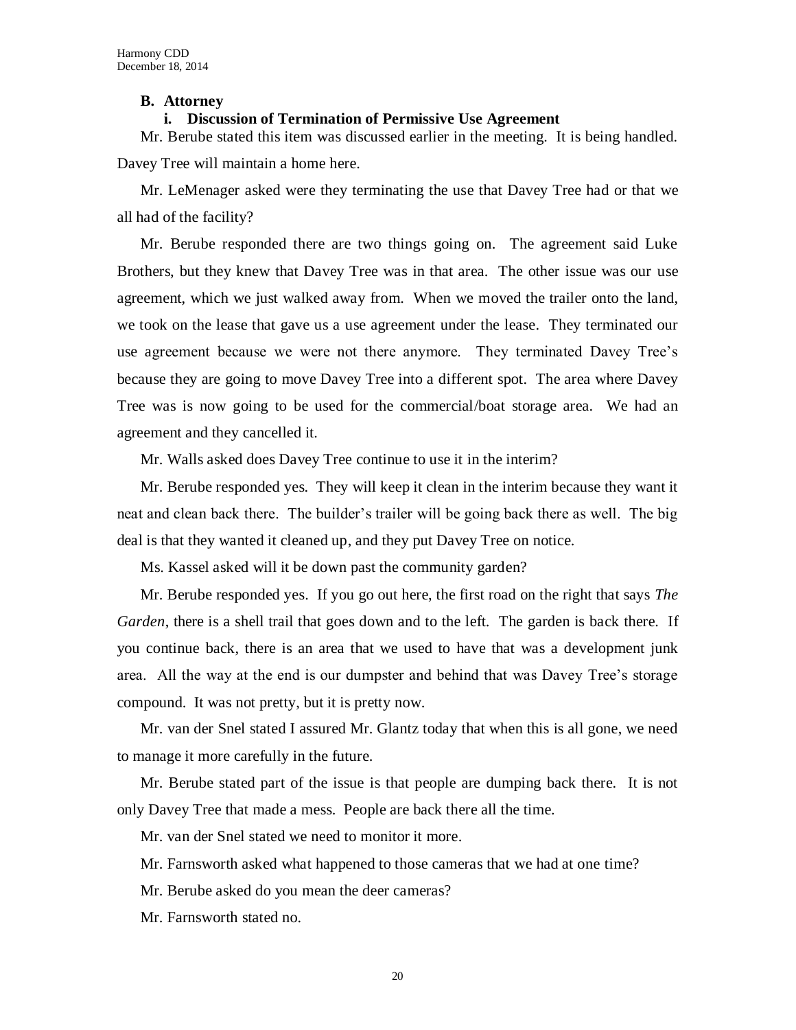### B. Attorney

#### i. Discussion of Termination of Permissive Use Agreement

Mr. Berube stated this item was discussed earlier in the meeting. It is being handled. Davey Tree will maintain a home here.

Mr. LeMenager asked were they terminating the use that Davey Tree had or that we all had of the facility?

Mr. Berube responded there are two things going on. The agreement said Luke Brothers, but they knew that Davey Tree was in that area. The other issue was our use agreement, which we just walked away from. When we moved the trailer onto the land, we took on the lease that gave us a use agreement under the lease. They terminated our use agreement because we were not there anymore. They terminated Davey Tree's because they are going to move Davey Tree into a different spot. The area where Davey Tree was is now going to be used for the commercial/boat storage area. We had an agreement and they cancelled it.

Mr. Walls asked does Davey Tree continue to use it in the interim?

Mr. Berube responded yes. They will keep it clean in the interim because they want it neat and clean back there. The builder's trailer will be going back there as well. The big deal is that they wanted it cleaned up, and they put Davey Tree on notice.

Ms. Kassel asked will it be down past the community garden?

Mr. Berube responded yes. If you go out here, the first road on the right that says *The Garden*, there is a shell trail that goes down and to the left. The garden is back there. If you continue back, there is an area that we used to have that was a development junk area. All the way at the end is our dumpster and behind that was Davey Tree's storage compound. It was not pretty, but it is pretty now.

Mr. van der Snel stated I assured Mr. Glantz today that when this is all gone, we need to manage it more carefully in the future.

Mr. Berube stated part of the issue is that people are dumping back there. It is not only Davey Tree that made a mess. People are back there all the time.

Mr. van der Snel stated we need to monitor it more.

Mr. Farnsworth asked what happened to those cameras that we had at one time?

Mr. Berube asked do you mean the deer cameras?

Mr. Farnsworth stated no.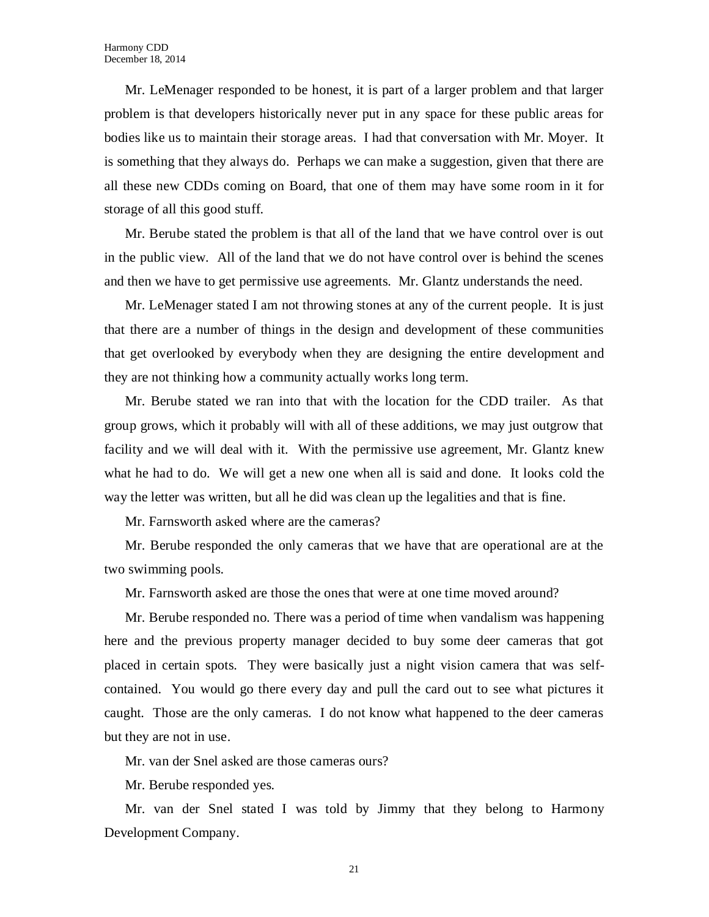Mr. LeMenager responded to be honest, it is part of a larger problem and that larger problem is that developers historically never put in any space for these public areas for bodies like us to maintain their storage areas. I had that conversation with Mr. Moyer. It is something that they always do. Perhaps we can make a suggestion, given that there are all these new CDDs coming on Board, that one of them may have some room in it for storage of all this good stuff.

Mr. Berube stated the problem is that all of the land that we have control over is out in the public view. All of the land that we do not have control over is behind the scenes and then we have to get permissive use agreements. Mr. Glantz understands the need.

Mr. LeMenager stated I am not throwing stones at any of the current people. It is just that there are a number of things in the design and development of these communities that get overlooked by everybody when they are designing the entire development and they are not thinking how a community actually works long term.

Mr. Berube stated we ran into that with the location for the CDD trailer. As that group grows, which it probably will with all of these additions, we may just outgrow that facility and we will deal with it. With the permissive use agreement, Mr. Glantz knew what he had to do. We will get a new one when all is said and done. It looks cold the way the letter was written, but all he did was clean up the legalities and that is fine.

Mr. Farnsworth asked where are the cameras?

Mr. Berube responded the only cameras that we have that are operational are at the two swimming pools.

Mr. Farnsworth asked are those the ones that were at one time moved around?

Mr. Berube responded no. There was a period of time when vandalism was happening here and the previous property manager decided to buy some deer cameras that got placed in certain spots. They were basically just a night vision camera that was self-contained. You would go there every day and pull the card out to see what pictures it caught. Those are the only cameras. I do not know what happened to the deer cameras but they are not in use.

Mr. van der Snel asked are those cameras ours?

Mr. Berube responded yes.

Mr. van der Snel stated I was told by Jimmy that they belong to Harmony Development Company.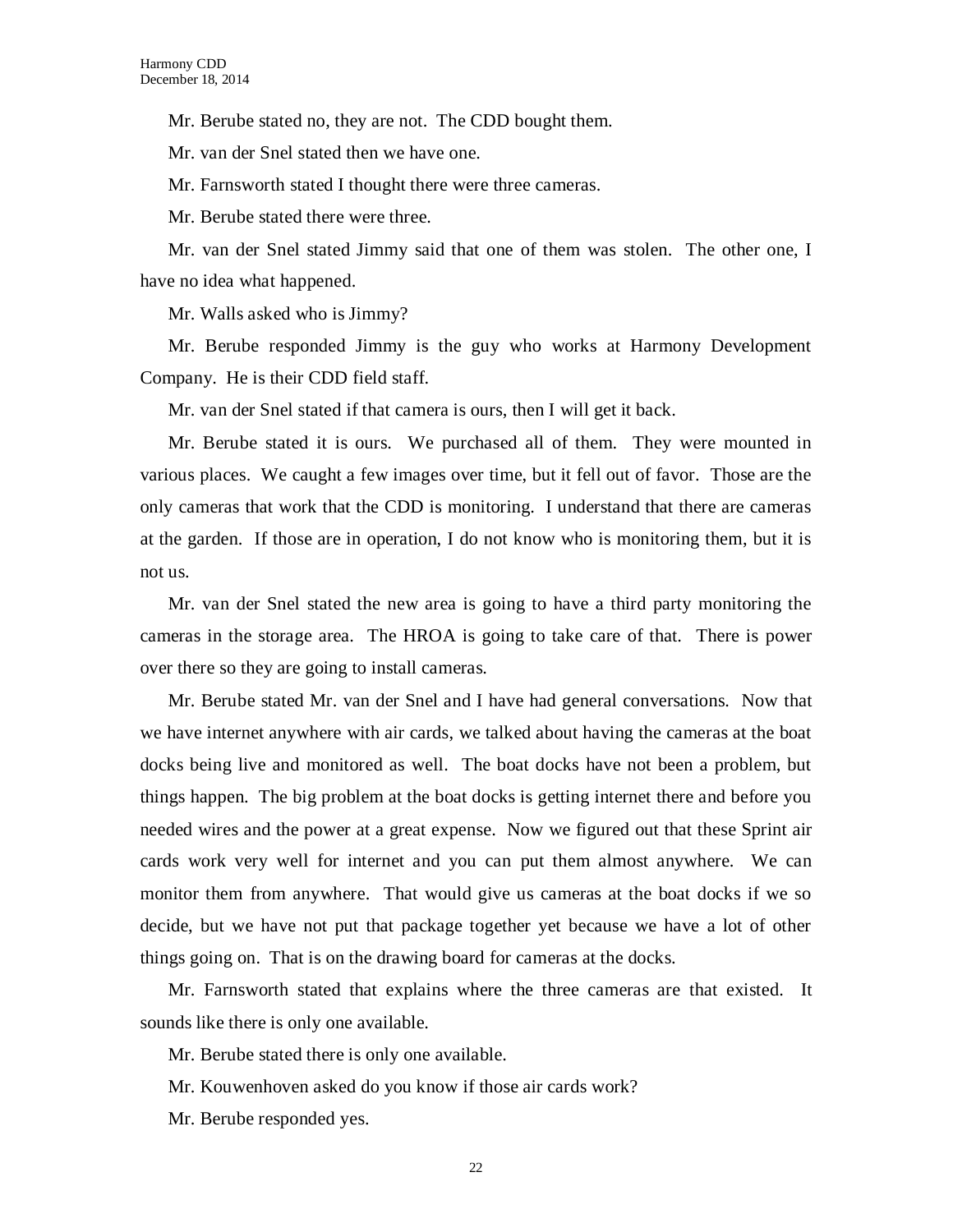Mr. Berube stated no, they are not. The CDD bought them.

Mr. van der Snel stated then we have one.

Mr. Farnsworth stated I thought there were three cameras.

Mr. Berube stated there were three.

Mr. van der Snel stated Jimmy said that one of them was stolen. The other one, I have no idea what happened.

Mr. Walls asked who is Jimmy?

Mr. Berube responded Jimmy is the guy who works at Harmony Development Company. He is their CDD field staff.

Mr. van der Snel stated if that camera is ours, then I will get it back.

Mr. Berube stated it is ours. We purchased all of them. They were mounted in various places. We caught a few images over time, but it fell out of favor. Those are the only cameras that work that the CDD is monitoring. I understand that there are cameras at the garden. If those are in operation, I do not know who is monitoring them, but it is not us.

Mr. van der Snel stated the new area is going to have a third party monitoring the cameras in the storage area. The HROA is going to take care of that. There is power over there so they are going to install cameras.

Mr. Berube stated Mr. van der Snel and I have had general conversations. Now that we have internet anywhere with air cards, we talked about having the cameras at the boat docks being live and monitored as well. The boat docks have not been a problem, but things happen. The big problem at the boat docks is getting internet there and before you needed wires and the power at a great expense. Now we figured out that these Sprint air cards work very well for internet and you can put them almost anywhere. We can monitor them from anywhere. That would give us cameras at the boat docks if we so decide, but we have not put that package together yet because we have a lot of other things going on. That is on the drawing board for cameras at the docks.

Mr. Farnsworth stated that explains where the three cameras are that existed. It sounds like there is only one available.

Mr. Berube stated there is only one available.

Mr. Kouwenhoven asked do you know if those air cards work?

Mr. Berube responded yes.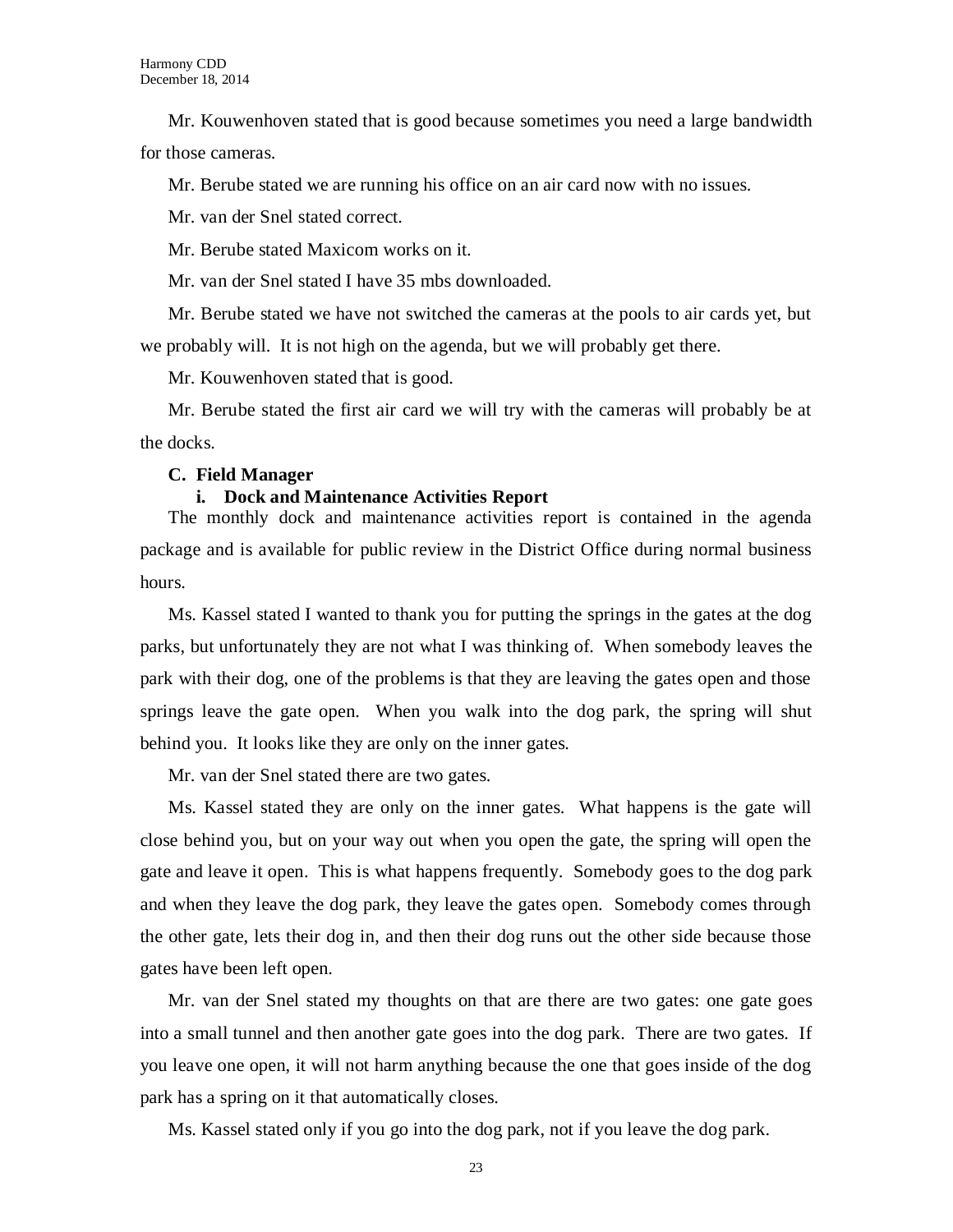Mr. Kouwenhoven stated that is good because sometimes you need a large bandwidth for those cameras.

Mr. Berube stated we are running his office on an air card now with no issues.

Mr. van der Snel stated correct.

Mr. Berube stated Maxicom works on it.

Mr. van der Snel stated I have 35 mbs downloaded.

Mr. Berube stated we have not switched the cameras at the pools to air cards yet, but we probably will. It is not high on the agenda, but we will probably get there.

Mr. Kouwenhoven stated that is good.

Mr. Berube stated the first air card we will try with the cameras will probably be at the docks.

**C. Field Manager**

**i. Dock and Maintenance Activities Report**

The monthly dock and maintenance activities report is contained in the agenda package and is available for public review in the District Office during normal business hours.

Ms. Kassel stated I wanted to thank you for putting the springs in the gates at the dog parks, but unfortunately they are not what I was thinking of. When somebody leaves the park with their dog, one of the problems is that they are leaving the gates open and those springs leave the gate open. When you walk into the dog park, the spring will shut behind you. It looks like they are only on the inner gates.

Mr. van der Snel stated there are two gates.

Ms. Kassel stated they are only on the inner gates. What happens is the gate will close behind you, but on your way out when you open the gate, the spring will open the gate and leave it open. This is what happens frequently. Somebody goes to the dog park and when they leave the dog park, they leave the gates open. Somebody comes through the other gate, lets their dog in, and then their dog runs out the other side because those gates have been left open.

Mr. van der Snel stated my thoughts on that are there are two gates: one gate goes into a small tunnel and then another gate goes into the dog park. There are two gates. If you leave one open, it will not harm anything because the one that goes inside of the dog park has a spring on it that automatically closes.

Ms. Kassel stated only if you go into the dog park, not if you leave the dog park.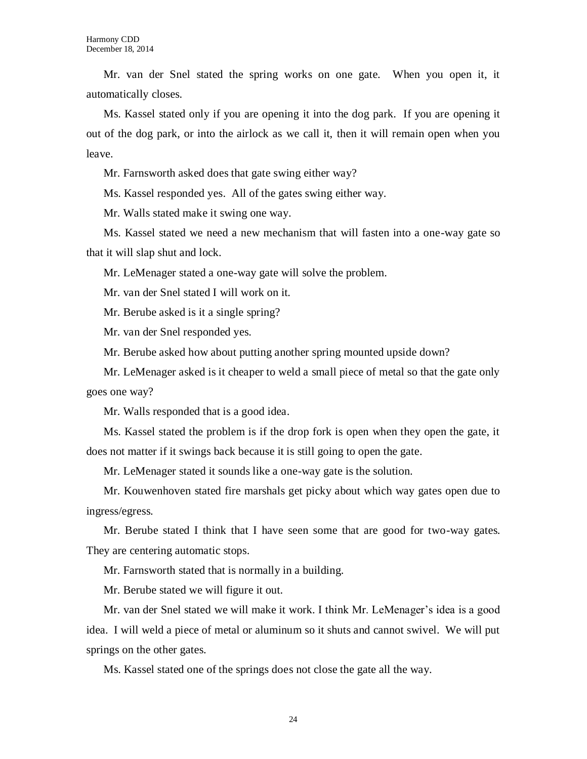Mr. van der Snel stated the spring works on one gate. When you open it, it automatically closes.

Ms. Kassel stated only if you are opening it into the dog park. If you are opening it out of the dog park, or into the airlock as we call it, then it will remain open when you leave.

Mr. Farnsworth asked does that gate swing either way?

Ms. Kassel responded yes. All of the gates swing either way.

Mr. Walls stated make it swing one way.

Ms. Kassel stated we need a new mechanism that will fasten into a one-way gate so that it will slap shut and lock.

Mr. LeMenager stated a one-way gate will solve the problem.

Mr. van der Snel stated I will work on it.

Mr. Berube asked is it a single spring?

Mr. van der Snel responded yes.

Mr. Berube asked how about putting another spring mounted upside down?

Mr. LeMenager asked is it cheaper to weld a small piece of metal so that the gate only goes one way?

Mr. Walls responded that is a good idea.

Ms. Kassel stated the problem is if the drop fork is open when they open the gate, it does not matter if it swings back because it is still going to open the gate.

Mr. LeMenager stated it sounds like a one-way gate is the solution.

Mr. Kouwenhoven stated fire marshals get picky about which way gates open due to ingress/egress.

Mr. Berube stated I think that I have seen some that are good for two-way gates. They are centering automatic stops.

Mr. Farnsworth stated that is normally in a building.

Mr. Berube stated we will figure it out.

Mr. van der Snel stated we will make it work. I think Mr. LeMenager's idea is a good idea. I will weld a piece of metal or aluminum so it shuts and cannot swivel. We will put springs on the other gates.

Ms. Kassel stated one of the springs does not close the gate all the way.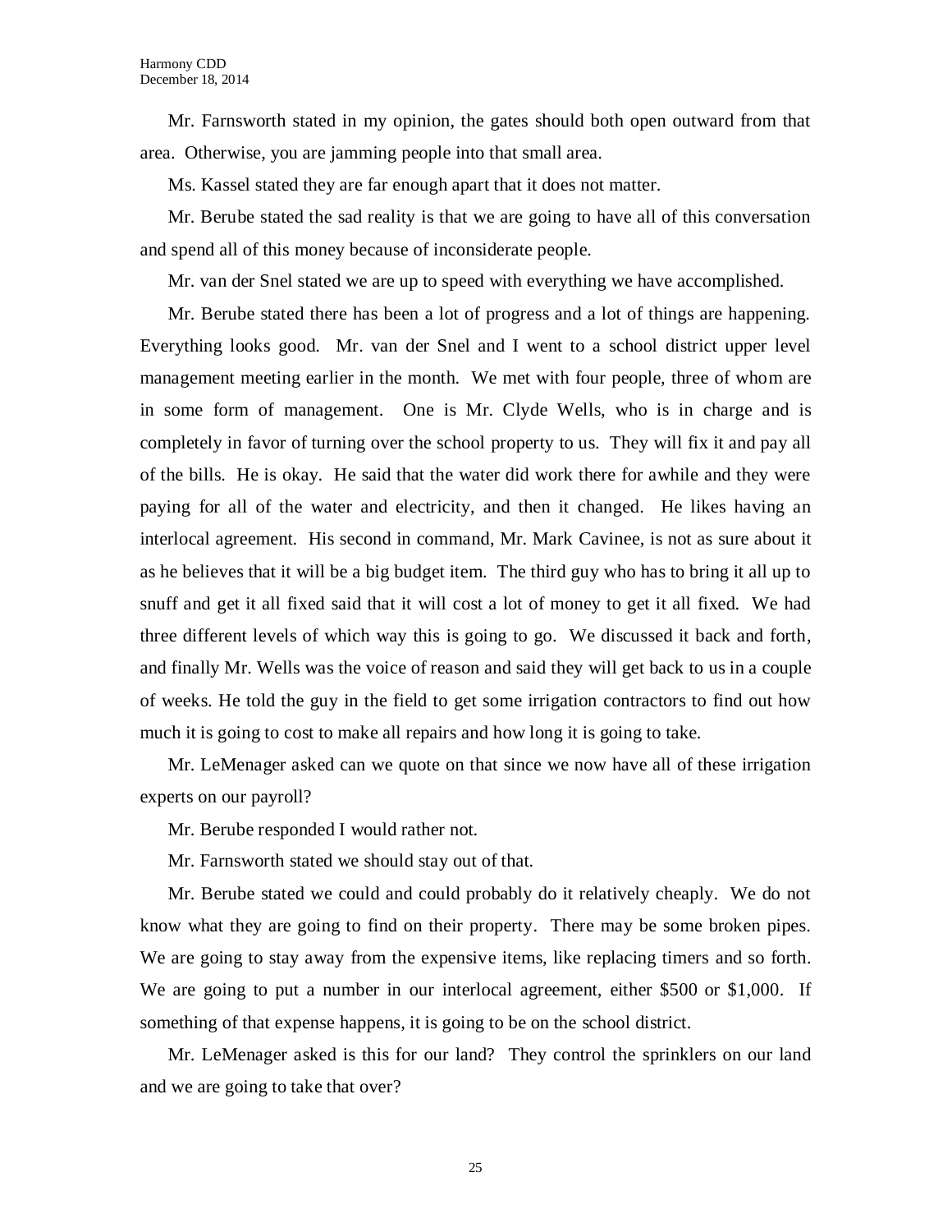Mr. Farnsworth stated in my opinion, the gates should both open outward from that area. Otherwise, you are jamming people into that small area.

Ms. Kassel stated they are far enough apart that it does not matter.

Mr. Berube stated the sad reality is that we are going to have all of this conversation and spend all of this money because of inconsiderate people.

Mr. van der Snel stated we are up to speed with everything we have accomplished.

Mr. Berube stated there has been a lot of progress and a lot of things are happening. Everything looks good. Mr. van der Snel and I went to a school district upper level management meeting earlier in the month. We met with four people, three of whom are in some form of management. One is Mr. Clyde Wells, who is in charge and is completely in favor of turning over the school property to us. They will fix it and pay all of the bills. He is okay. He said that the water did work there for awhile and they were paying for all of the water and electricity, and then it changed. He likes having an interlocal agreement. His second in command, Mr. Mark Cavinee, is not as sure about it as he believes that it will be a big budget item. The third guy who has to bring it all up to snuff and get it all fixed said that it will cost a lot of money to get it all fixed. We had three different levels of which way this is going to go. We discussed it back and forth, and finally Mr. Wells was the voice of reason and said they will get back to us in a couple of weeks. He told the guy in the field to get some irrigation contractors to find out how much it is going to cost to make all repairs and how long it is going to take.

Mr. LeMenager asked can we quote on that since we now have all of these irrigation experts on our payroll?

Mr. Berube responded I would rather not.

Mr. Farnsworth stated we should stay out of that.

Mr. Berube stated we could and could probably do it relatively cheaply. We do not know what they are going to find on their property. There may be some broken pipes. We are going to stay away from the expensive items, like replacing timers and so forth. We are going to put a number in our interlocal agreement, either $500 or $1,000. If something of that expense happens, it is going to be on the school district.

Mr. LeMenager asked is this for our land? They control the sprinklers on our land and we are going to take that over?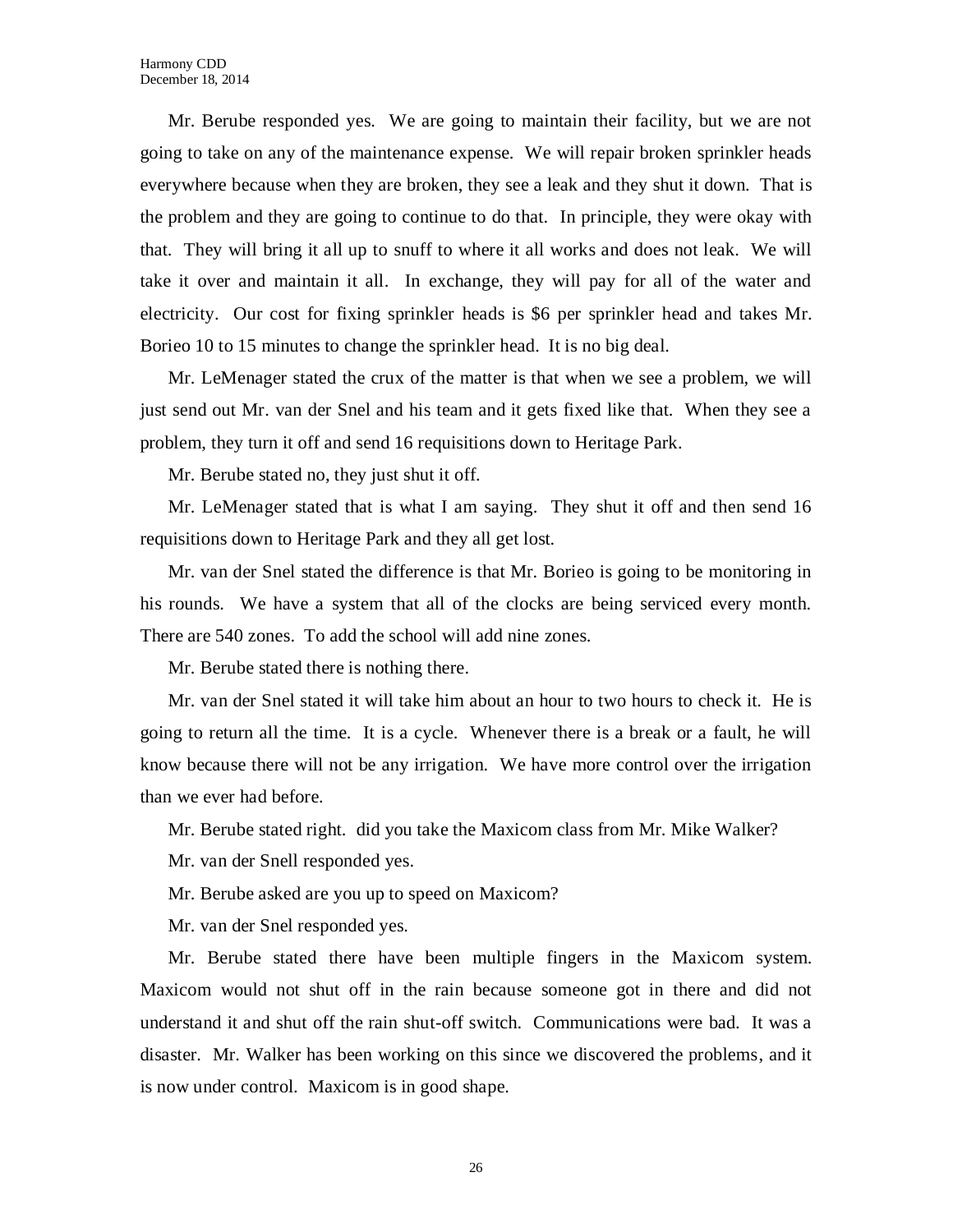Mr. Berube responded yes. We are going to maintain their facility, but we are not going to take on any of the maintenance expense. We will repair broken sprinkler heads everywhere because when they are broken, they see a leak and they shut it down. That is the problem and they are going to continue to do that. In principle, they were okay with that. They will bring it all up to snuff to where it all works and does not leak. We will take it over and maintain it all. In exchange, they will pay for all of the water and electricity. Our cost for fixing sprinkler heads is $6 per sprinkler head and takes Mr. Borieo 10 to 15 minutes to change the sprinkler head. It is no big deal.

Mr. LeMenager stated the crux of the matter is that when we see a problem, we will just send out Mr. van der Snel and his team and it gets fixed like that. When they see a problem, they turn it off and send 16 requisitions down to Heritage Park.

Mr. Berube stated no, they just shut it off.

Mr. LeMenager stated that is what I am saying. They shut it off and then send 16 requisitions down to Heritage Park and they all get lost.

Mr. van der Snel stated the difference is that Mr. Borieo is going to be monitoring in his rounds. We have a system that all of the clocks are being serviced every month. There are 540 zones. To add the school will add nine zones.

Mr. Berube stated there is nothing there.

Mr. van der Snel stated it will take him about an hour to two hours to check it. He is going to return all the time. It is a cycle. Whenever there is a break or a fault, he will know because there will not be any irrigation. We have more control over the irrigation than we ever had before.

Mr. Berube stated right. did you take the Maxicom class from Mr. Mike Walker?

Mr. van der Snell responded yes.

Mr. Berube asked are you up to speed on Maxicom?

Mr. van der Snel responded yes.

Mr. Berube stated there have been multiple fingers in the Maxicom system. Maxicom would not shut off in the rain because someone got in there and did not understand it and shut off the rain shut-off switch. Communications were bad. It was a disaster. Mr. Walker has been working on this since we discovered the problems, and it is now under control. Maxicom is in good shape.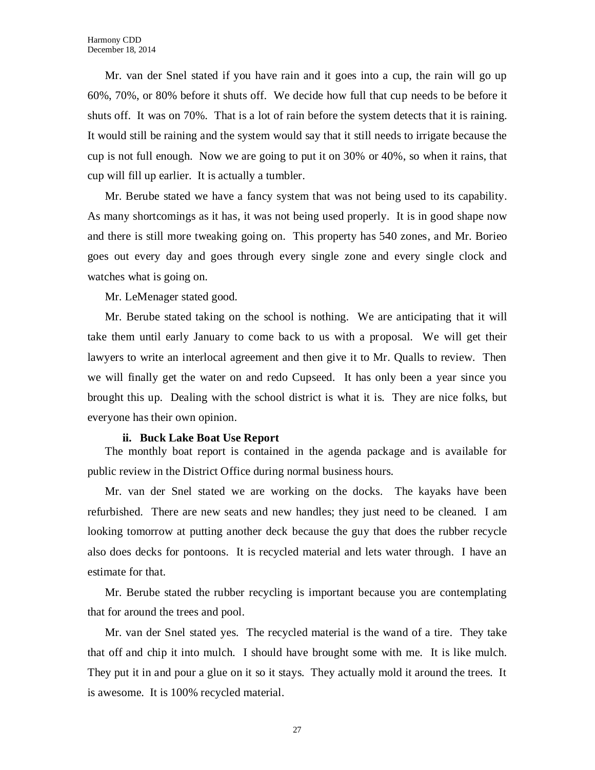Mr. van der Snel stated if you have rain and it goes into a cup, the rain will go up 60%, 70%, or 80% before it shuts off. We decide how full that cup needs to be before it shuts off. It was on 70%. That is a lot of rain before the system detects that it is raining. It would still be raining and the system would say that it still needs to irrigate because the cup is not full enough. Now we are going to put it on 30% or 40%, so when it rains, that cup will fill up earlier. It is actually a tumbler.

Mr. Berube stated we have a fancy system that was not being used to its capability. As many shortcomings as it has, it was not being used properly. It is in good shape now and there is still more tweaking going on. This property has 540 zones, and Mr. Borieo goes out every day and goes through every single zone and every single clock and watches what is going on.

Mr. LeMenager stated good.

Mr. Berube stated taking on the school is nothing. We are anticipating that it will take them until early January to come back to us with a proposal. We will get their lawyers to write an interlocal agreement and then give it to Mr. Qualls to review. Then we will finally get the water on and redo Cupseed. It has only been a year since you brought this up. Dealing with the school district is what it is. They are nice folks, but everyone has their own opinion.

**ii. Buck Lake Boat Use Report**

The monthly boat report is contained in the agenda package and is available for public review in the District Office during normal business hours.

Mr. van der Snel stated we are working on the docks. The kayaks have been refurbished. There are new seats and new handles; they just need to be cleaned. I am looking tomorrow at putting another deck because the guy that does the rubber recycle also does decks for pontoons. It is recycled material and lets water through. I have an estimate for that.

Mr. Berube stated the rubber recycling is important because you are contemplating that for around the trees and pool.

Mr. van der Snel stated yes. The recycled material is the wand of a tire. They take that off and chip it into mulch. I should have brought some with me. It is like mulch. They put it in and pour a glue on it so it stays. They actually mold it around the trees. It is awesome. It is 100% recycled material.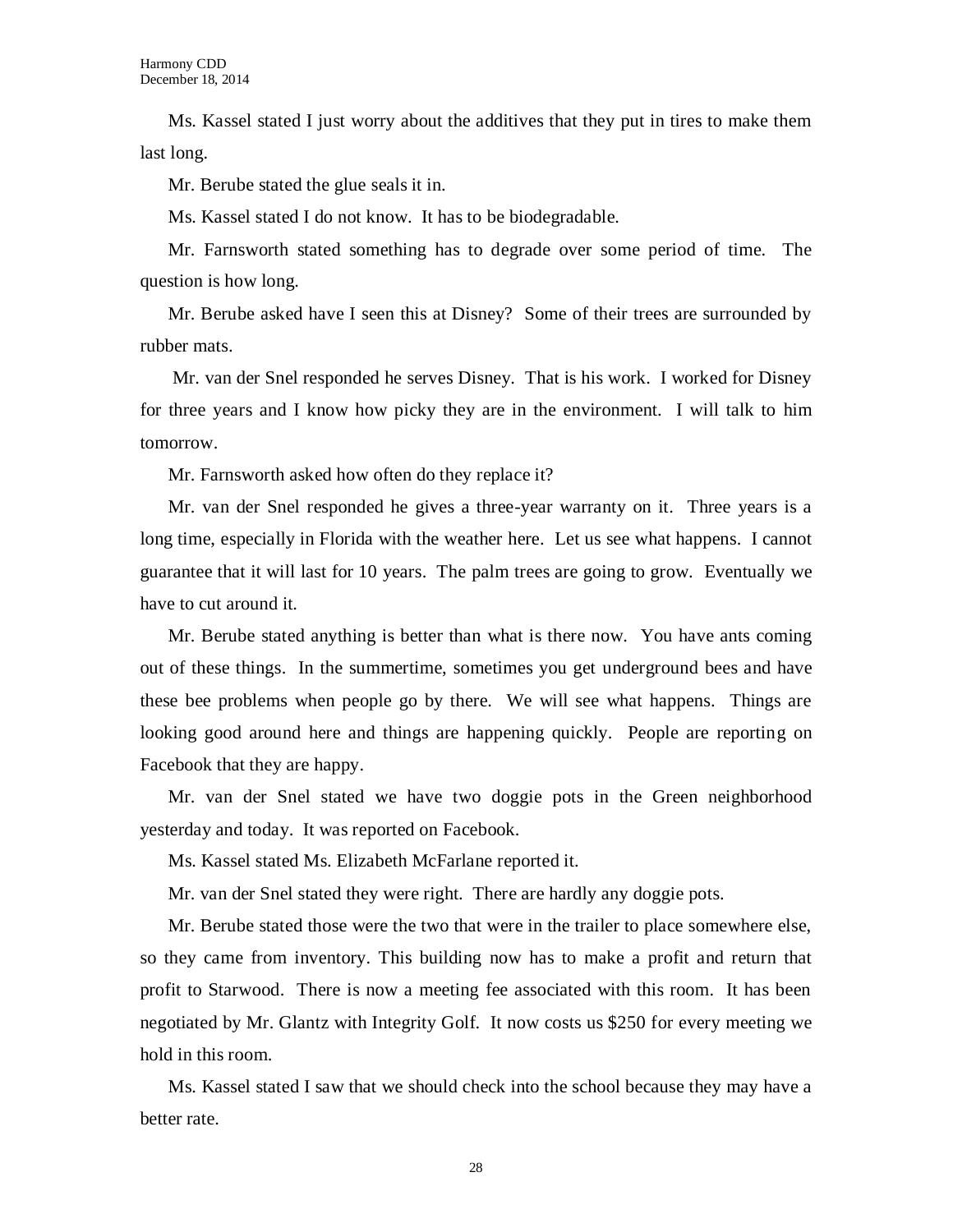Ms. Kassel stated I just worry about the additives that they put in tires to make them last long.

Mr. Berube stated the glue seals it in.

Ms. Kassel stated I do not know. It has to be biodegradable.

Mr. Farnsworth stated something has to degrade over some period of time. The question is how long.

Mr. Berube asked have I seen this at Disney? Some of their trees are surrounded by rubber mats.

Mr. van der Snel responded he serves Disney. That is his work. I worked for Disney for three years and I know how picky they are in the environment. I will talk to him tomorrow.

Mr. Farnsworth asked how often do they replace it?

Mr. van der Snel responded he gives a three-year warranty on it. Three years is a long time, especially in Florida with the weather here. Let us see what happens. I cannot guarantee that it will last for 10 years. The palm trees are going to grow. Eventually we have to cut around it.

Mr. Berube stated anything is better than what is there now. You have ants coming out of these things. In the summertime, sometimes you get underground bees and have these bee problems when people go by there. We will see what happens. Things are looking good around here and things are happening quickly. People are reporting on Facebook that they are happy.

Mr. van der Snel stated we have two doggie pots in the Green neighborhood yesterday and today. It was reported on Facebook.

Ms. Kassel stated Ms. Elizabeth McFarlane reported it.

Mr. van der Snel stated they were right. There are hardly any doggie pots.

Mr. Berube stated those were the two that were in the trailer to place somewhere else, so they came from inventory. This building now has to make a profit and return that profit to Starwood. There is now a meeting fee associated with this room. It has been negotiated by Mr. Glantz with Integrity Golf. It now costs us $250 for every meeting we hold in this room.

Ms. Kassel stated I saw that we should check into the school because they may have a better rate.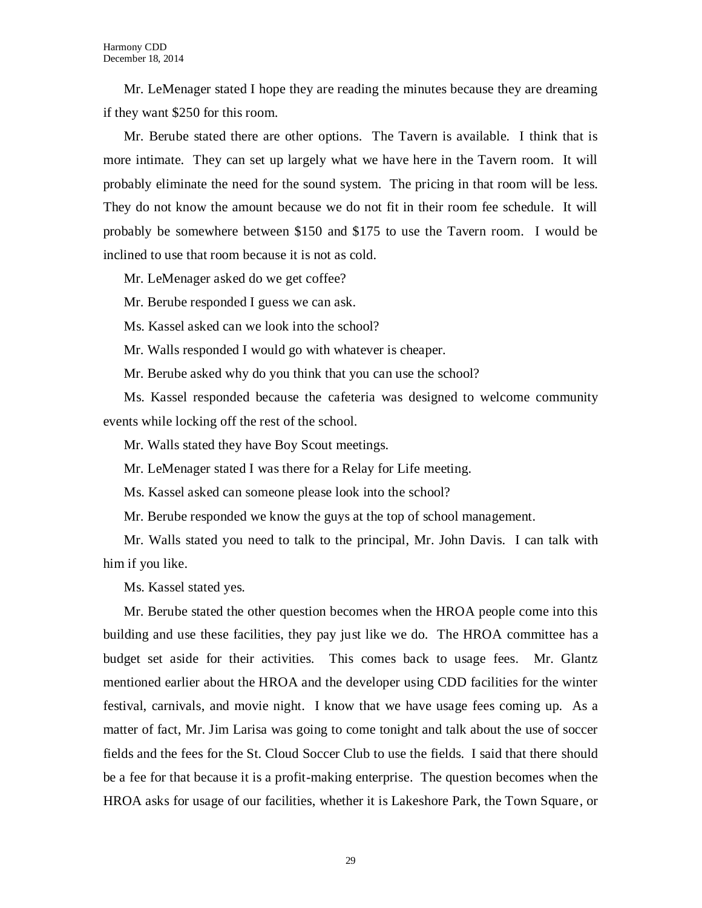Mr. LeMenager stated I hope they are reading the minutes because they are dreaming if they want $250 for this room.

Mr. Berube stated there are other options. The Tavern is available. I think that is more intimate. They can set up largely what we have here in the Tavern room. It will probably eliminate the need for the sound system. The pricing in that room will be less. They do not know the amount because we do not fit in their room fee schedule. It will probably be somewhere between $150 and $175 to use the Tavern room. I would be inclined to use that room because it is not as cold.

Mr. LeMenager asked do we get coffee?

Mr. Berube responded I guess we can ask.

Ms. Kassel asked can we look into the school?

Mr. Walls responded I would go with whatever is cheaper.

Mr. Berube asked why do you think that you can use the school?

Ms. Kassel responded because the cafeteria was designed to welcome community events while locking off the rest of the school.

Mr. Walls stated they have Boy Scout meetings.

Mr. LeMenager stated I was there for a Relay for Life meeting.

Ms. Kassel asked can someone please look into the school?

Mr. Berube responded we know the guys at the top of school management.

Mr. Walls stated you need to talk to the principal, Mr. John Davis. I can talk with him if you like.

Ms. Kassel stated yes.

Mr. Berube stated the other question becomes when the HROA people come into this building and use these facilities, they pay just like we do. The HROA committee has a budget set aside for their activities. This comes back to usage fees. Mr. Glantz mentioned earlier about the HROA and the developer using CDD facilities for the winter festival, carnivals, and movie night. I know that we have usage fees coming up. As a matter of fact, Mr. Jim Larisa was going to come tonight and talk about the use of soccer fields and the fees for the St. Cloud Soccer Club to use the fields. I said that there should be a fee for that because it is a profit-making enterprise. The question becomes when the HROA asks for usage of our facilities, whether it is Lakeshore Park, the Town Square, or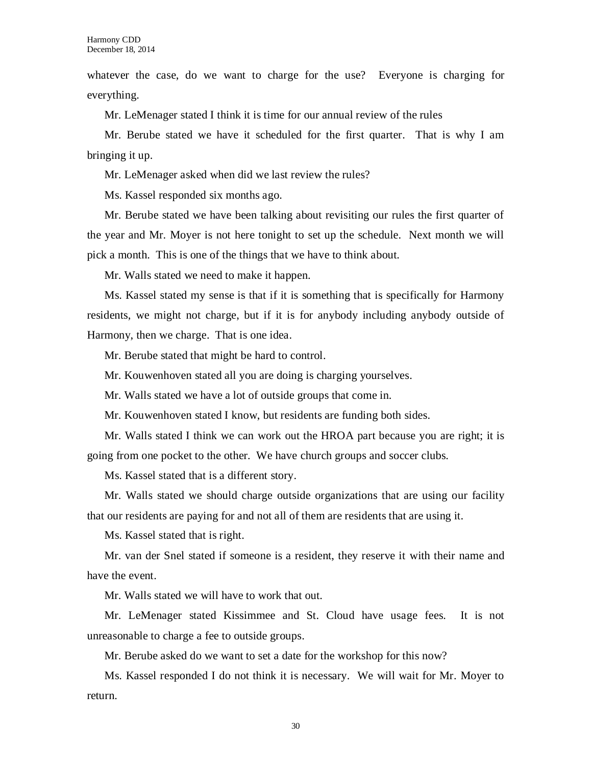whatever the case, do we want to charge for the use? Everyone is charging for everything.

Mr. LeMenager stated I think it is time for our annual review of the rules

Mr. Berube stated we have it scheduled for the first quarter. That is why I am bringing it up.

Mr. LeMenager asked when did we last review the rules?

Ms. Kassel responded six months ago.

Mr. Berube stated we have been talking about revisiting our rules the first quarter of the year and Mr. Moyer is not here tonight to set up the schedule. Next month we will pick a month. This is one of the things that we have to think about.

Mr. Walls stated we need to make it happen.

Ms. Kassel stated my sense is that if it is something that is specifically for Harmony residents, we might not charge, but if it is for anybody including anybody outside of Harmony, then we charge. That is one idea.

Mr. Berube stated that might be hard to control.

Mr. Kouwenhoven stated all you are doing is charging yourselves.

Mr. Walls stated we have a lot of outside groups that come in.

Mr. Kouwenhoven stated I know, but residents are funding both sides.

Mr. Walls stated I think we can work out the HROA part because you are right; it is going from one pocket to the other. We have church groups and soccer clubs.

Ms. Kassel stated that is a different story.

Mr. Walls stated we should charge outside organizations that are using our facility that our residents are paying for and not all of them are residents that are using it.

Ms. Kassel stated that is right.

Mr. van der Snel stated if someone is a resident, they reserve it with their name and have the event.

Mr. Walls stated we will have to work that out.

Mr. LeMenager stated Kissimmee and St. Cloud have usage fees. It is not unreasonable to charge a fee to outside groups.

Mr. Berube asked do we want to set a date for the workshop for this now?

Ms. Kassel responded I do not think it is necessary. We will wait for Mr. Moyer to return.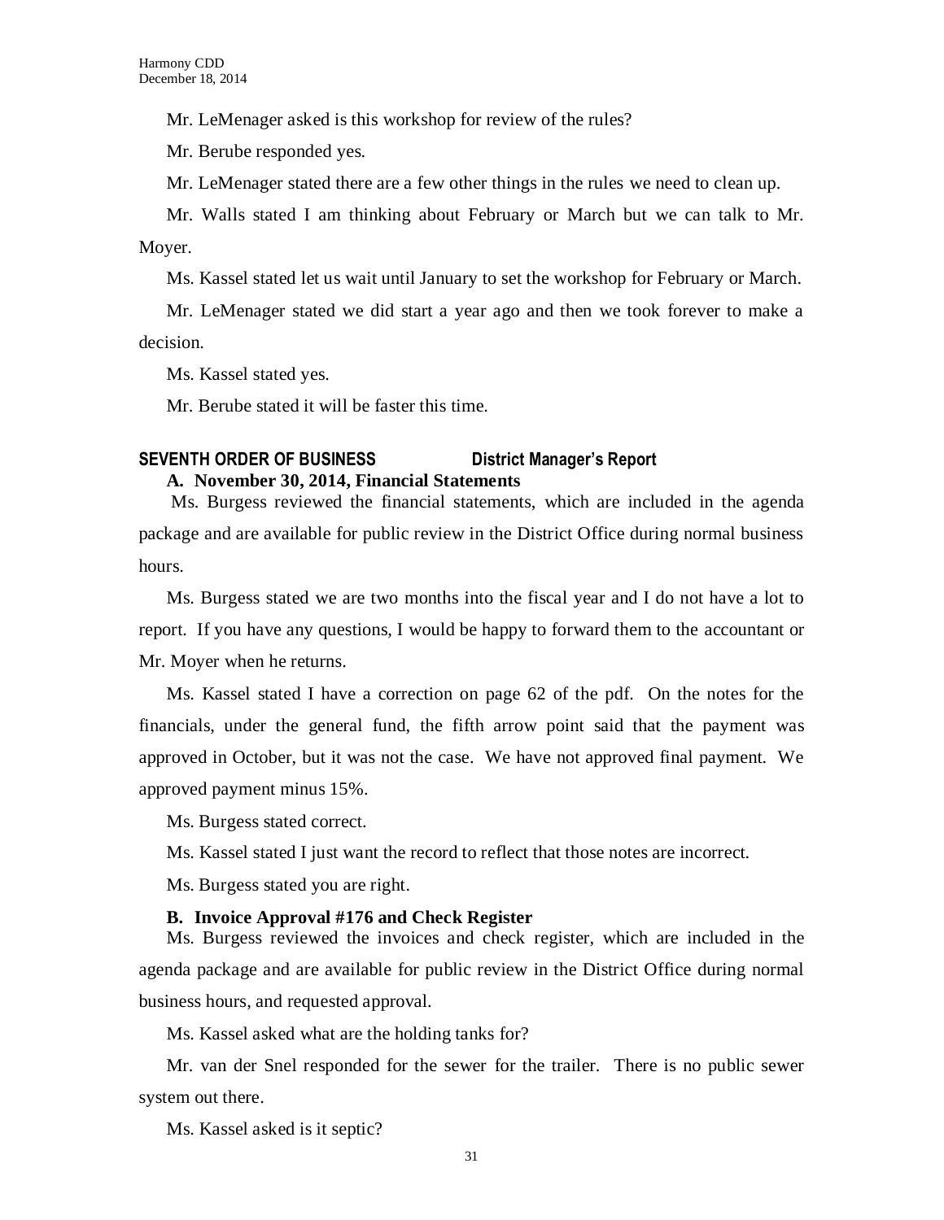Mr. LeMenager asked is this workshop for review of the rules?

Mr. Berube responded yes.

Mr. LeMenager stated there are a few other things in the rules we need to clean up.

Mr. Walls stated I am thinking about February or March but we can talk to Mr. Moyer.

Ms. Kassel stated let us wait until January to set the workshop for February or March.

Mr. LeMenager stated we did start a year ago and then we took forever to make a decision.

Ms. Kassel stated yes.

Mr. Berube stated it will be faster this time.

## SEVENTH ORDER OF BUSINESS — District Manager's Report

### A. November 30, 2014, Financial Statements

Ms. Burgess reviewed the financial statements, which are included in the agenda package and are available for public review in the District Office during normal business hours.

Ms. Burgess stated we are two months into the fiscal year and I do not have a lot to report. If you have any questions, I would be happy to forward them to the accountant or Mr. Moyer when he returns.

Ms. Kassel stated I have a correction on page 62 of the pdf. On the notes for the financials, under the general fund, the fifth arrow point said that the payment was approved in October, but it was not the case. We have not approved final payment. We approved payment minus 15%.

Ms. Burgess stated correct.

Ms. Kassel stated I just want the record to reflect that those notes are incorrect.

Ms. Burgess stated you are right.

### B. Invoice Approval #176 and Check Register

Ms. Burgess reviewed the invoices and check register, which are included in the agenda package and are available for public review in the District Office during normal business hours, and requested approval.

Ms. Kassel asked what are the holding tanks for?

Mr. van der Snel responded for the sewer for the trailer. There is no public sewer system out there.

Ms. Kassel asked is it septic?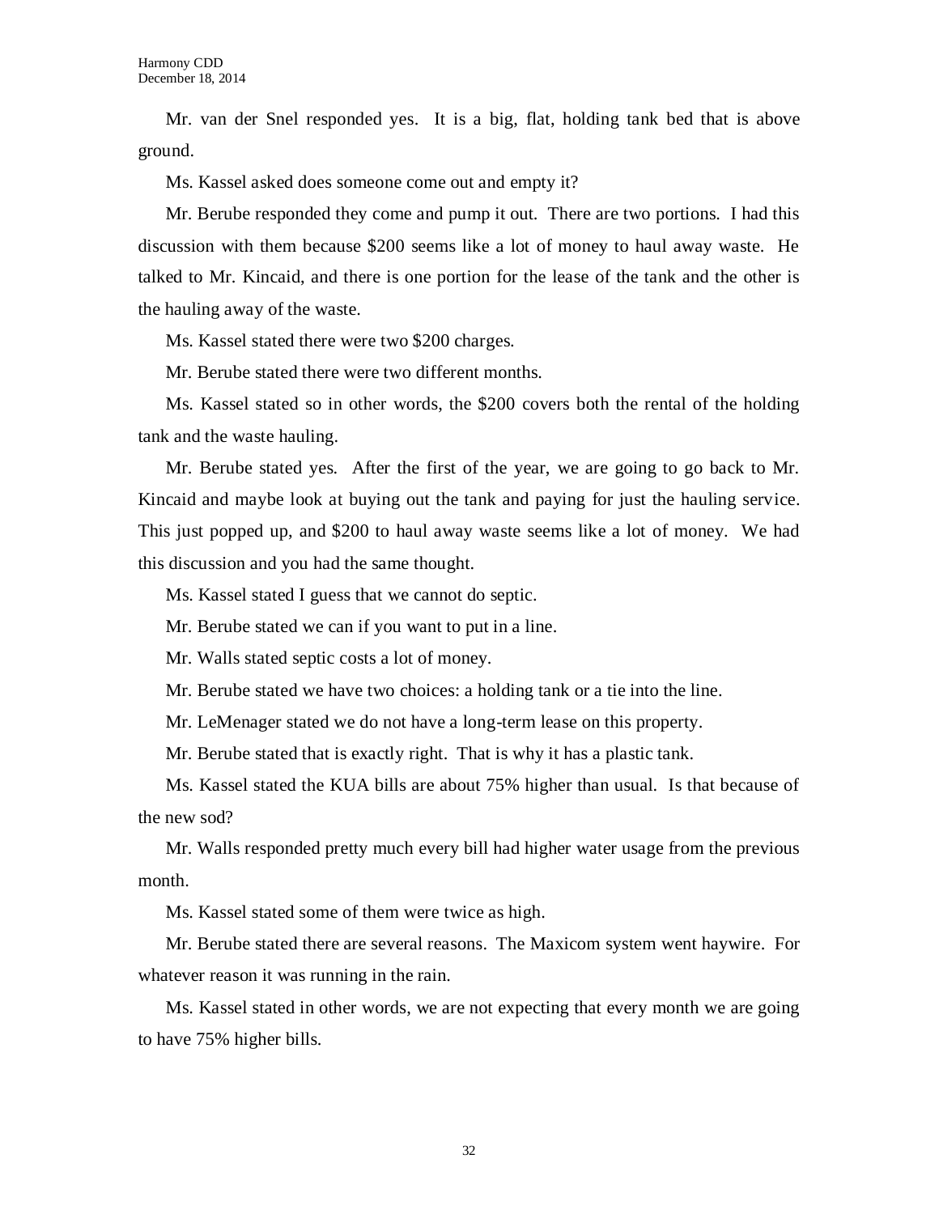Mr. van der Snel responded yes. It is a big, flat, holding tank bed that is above ground.

Ms. Kassel asked does someone come out and empty it?

Mr. Berube responded they come and pump it out. There are two portions. I had this discussion with them because $200 seems like a lot of money to haul away waste. He talked to Mr. Kincaid, and there is one portion for the lease of the tank and the other is the hauling away of the waste.

Ms. Kassel stated there were two $200 charges.

Mr. Berube stated there were two different months.

Ms. Kassel stated so in other words, the $200 covers both the rental of the holding tank and the waste hauling.

Mr. Berube stated yes. After the first of the year, we are going to go back to Mr. Kincaid and maybe look at buying out the tank and paying for just the hauling service. This just popped up, and $200 to haul away waste seems like a lot of money. We had this discussion and you had the same thought.

Ms. Kassel stated I guess that we cannot do septic.

Mr. Berube stated we can if you want to put in a line.

Mr. Walls stated septic costs a lot of money.

Mr. Berube stated we have two choices: a holding tank or a tie into the line.

Mr. LeMenager stated we do not have a long-term lease on this property.

Mr. Berube stated that is exactly right. That is why it has a plastic tank.

Ms. Kassel stated the KUA bills are about 75% higher than usual. Is that because of the new sod?

Mr. Walls responded pretty much every bill had higher water usage from the previous month.

Ms. Kassel stated some of them were twice as high.

Mr. Berube stated there are several reasons. The Maxicom system went haywire. For whatever reason it was running in the rain.

Ms. Kassel stated in other words, we are not expecting that every month we are going to have 75% higher bills.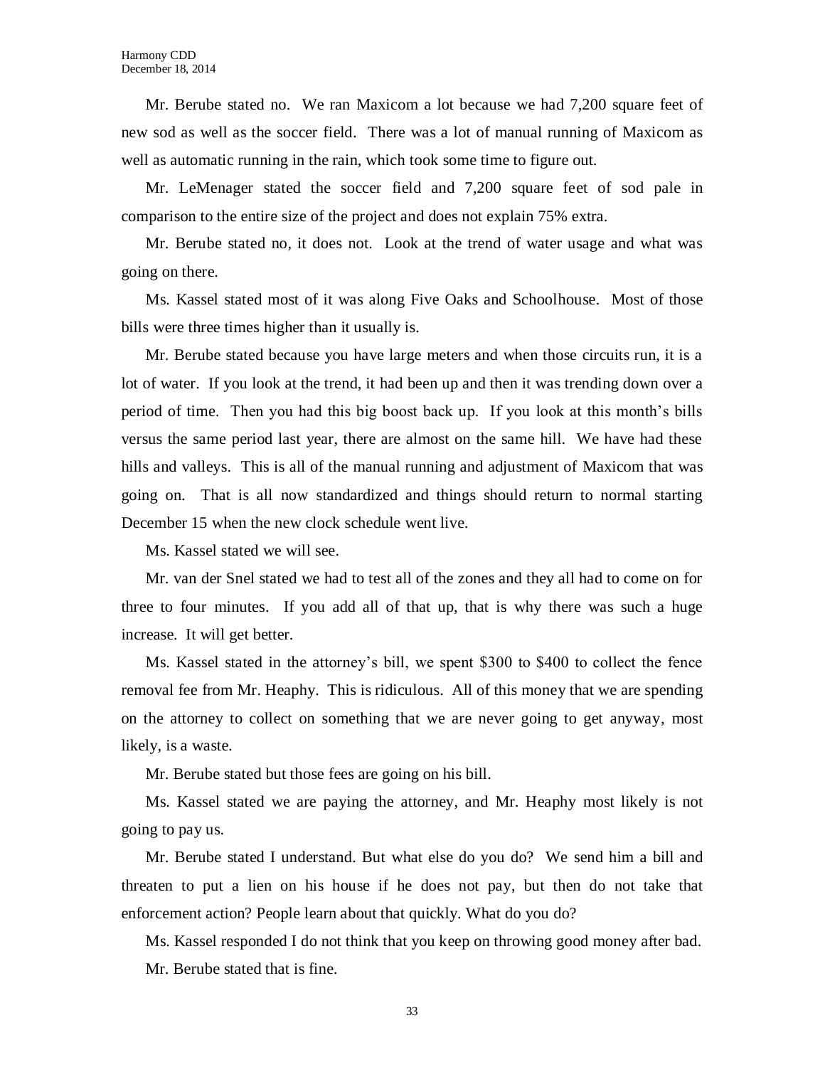Mr. Berube stated no. We ran Maxicom a lot because we had 7,200 square feet of new sod as well as the soccer field. There was a lot of manual running of Maxicom as well as automatic running in the rain, which took some time to figure out.

Mr. LeMenager stated the soccer field and 7,200 square feet of sod pale in comparison to the entire size of the project and does not explain 75% extra.

Mr. Berube stated no, it does not. Look at the trend of water usage and what was going on there.

Ms. Kassel stated most of it was along Five Oaks and Schoolhouse. Most of those bills were three times higher than it usually is.

Mr. Berube stated because you have large meters and when those circuits run, it is a lot of water. If you look at the trend, it had been up and then it was trending down over a period of time. Then you had this big boost back up. If you look at this month's bills versus the same period last year, there are almost on the same hill. We have had these hills and valleys. This is all of the manual running and adjustment of Maxicom that was going on. That is all now standardized and things should return to normal starting December 15 when the new clock schedule went live.

Ms. Kassel stated we will see.

Mr. van der Snel stated we had to test all of the zones and they all had to come on for three to four minutes. If you add all of that up, that is why there was such a huge increase. It will get better.

Ms. Kassel stated in the attorney's bill, we spent $300 to $400 to collect the fence removal fee from Mr. Heaphy. This is ridiculous. All of this money that we are spending on the attorney to collect on something that we are never going to get anyway, most likely, is a waste.

Mr. Berube stated but those fees are going on his bill.

Ms. Kassel stated we are paying the attorney, and Mr. Heaphy most likely is not going to pay us.

Mr. Berube stated I understand. But what else do you do? We send him a bill and threaten to put a lien on his house if he does not pay, but then do not take that enforcement action? People learn about that quickly. What do you do?

Ms. Kassel responded I do not think that you keep on throwing good money after bad.

Mr. Berube stated that is fine.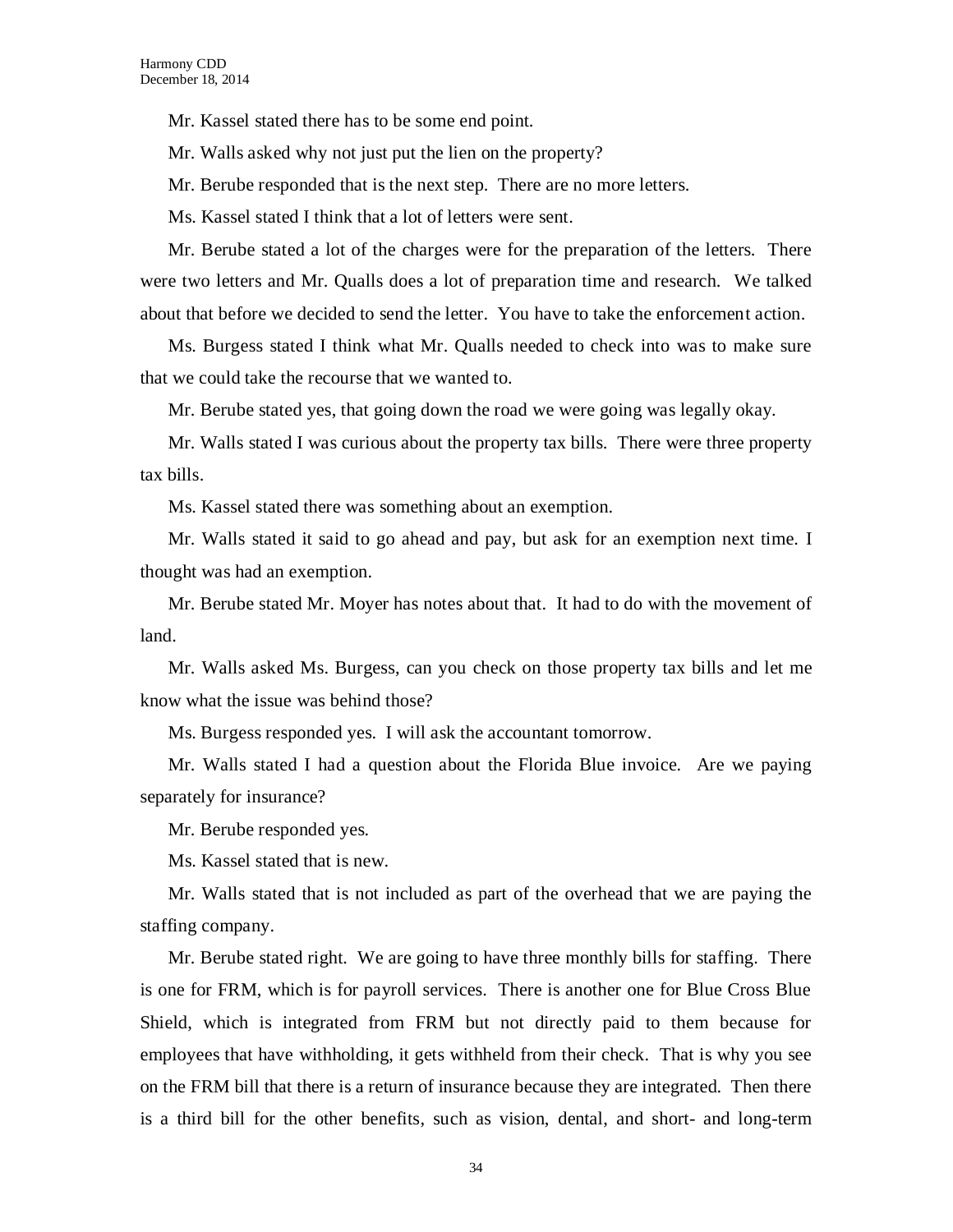Mr. Kassel stated there has to be some end point.

Mr. Walls asked why not just put the lien on the property?

Mr. Berube responded that is the next step. There are no more letters.

Ms. Kassel stated I think that a lot of letters were sent.

Mr. Berube stated a lot of the charges were for the preparation of the letters. There were two letters and Mr. Qualls does a lot of preparation time and research. We talked about that before we decided to send the letter. You have to take the enforcement action.

Ms. Burgess stated I think what Mr. Qualls needed to check into was to make sure that we could take the recourse that we wanted to.

Mr. Berube stated yes, that going down the road we were going was legally okay.

Mr. Walls stated I was curious about the property tax bills. There were three property tax bills.

Ms. Kassel stated there was something about an exemption.

Mr. Walls stated it said to go ahead and pay, but ask for an exemption next time. I thought was had an exemption.

Mr. Berube stated Mr. Moyer has notes about that. It had to do with the movement of land.

Mr. Walls asked Ms. Burgess, can you check on those property tax bills and let me know what the issue was behind those?

Ms. Burgess responded yes. I will ask the accountant tomorrow.

Mr. Walls stated I had a question about the Florida Blue invoice. Are we paying separately for insurance?

Mr. Berube responded yes.

Ms. Kassel stated that is new.

Mr. Walls stated that is not included as part of the overhead that we are paying the staffing company.

Mr. Berube stated right. We are going to have three monthly bills for staffing. There is one for FRM, which is for payroll services. There is another one for Blue Cross Blue Shield, which is integrated from FRM but not directly paid to them because for employees that have withholding, it gets withheld from their check. That is why you see on the FRM bill that there is a return of insurance because they are integrated. Then there is a third bill for the other benefits, such as vision, dental, and short- and long-term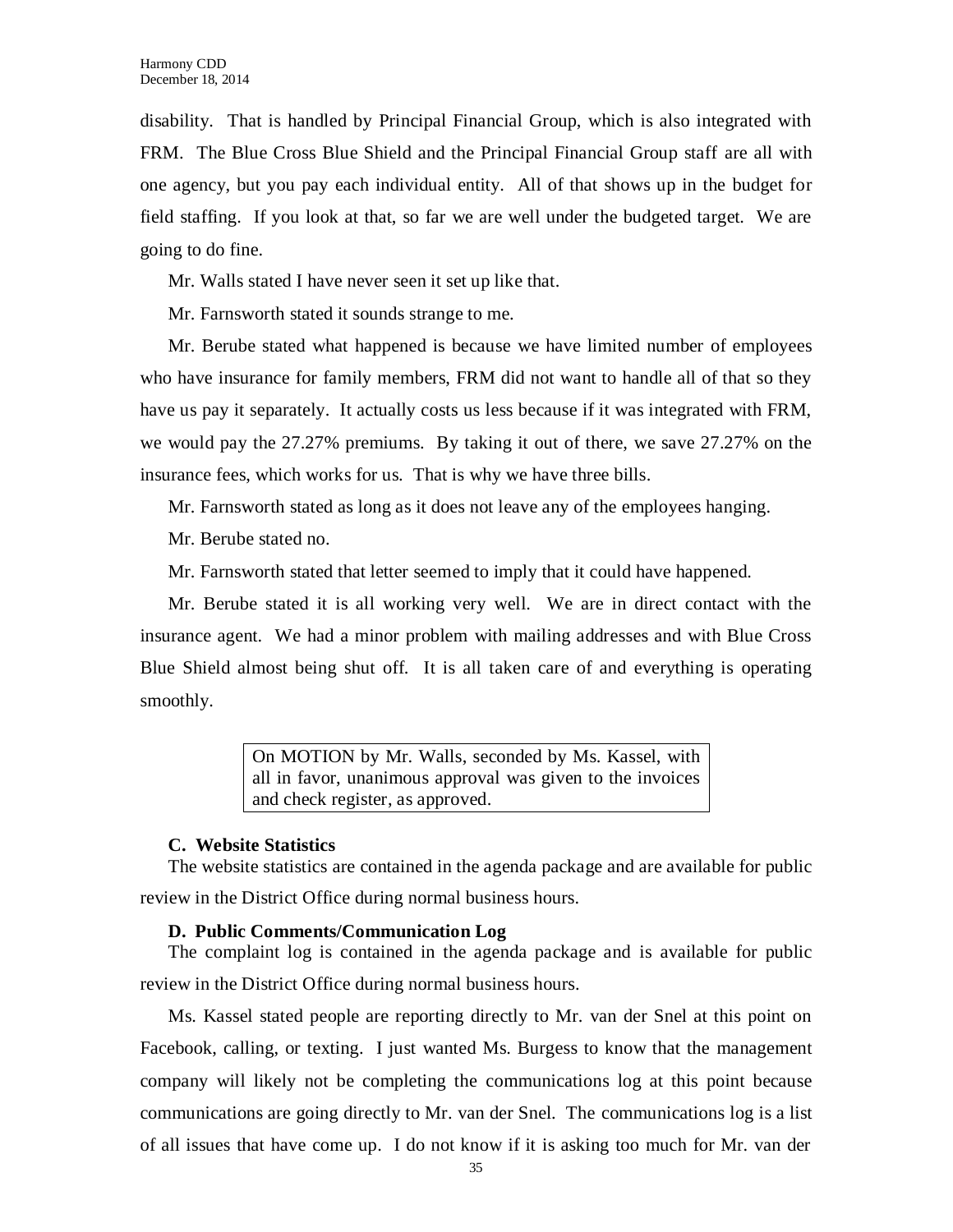disability. That is handled by Principal Financial Group, which is also integrated with FRM. The Blue Cross Blue Shield and the Principal Financial Group staff are all with one agency, but you pay each individual entity. All of that shows up in the budget for field staffing. If you look at that, so far we are well under the budgeted target. We are going to do fine.

Mr. Walls stated I have never seen it set up like that.

Mr. Farnsworth stated it sounds strange to me.

Mr. Berube stated what happened is because we have limited number of employees who have insurance for family members, FRM did not want to handle all of that so they have us pay it separately. It actually costs us less because if it was integrated with FRM, we would pay the 27.27% premiums. By taking it out of there, we save 27.27% on the insurance fees, which works for us. That is why we have three bills.

Mr. Farnsworth stated as long as it does not leave any of the employees hanging.

Mr. Berube stated no.

Mr. Farnsworth stated that letter seemed to imply that it could have happened.

Mr. Berube stated it is all working very well. We are in direct contact with the insurance agent. We had a minor problem with mailing addresses and with Blue Cross Blue Shield almost being shut off. It is all taken care of and everything is operating smoothly.

> On MOTION by Mr. Walls, seconded by Ms. Kassel, with all in favor, unanimous approval was given to the invoices and check register, as approved.

**C. Website Statistics**

The website statistics are contained in the agenda package and are available for public review in the District Office during normal business hours.

**D. Public Comments/Communication Log**

The complaint log is contained in the agenda package and is available for public review in the District Office during normal business hours.

Ms. Kassel stated people are reporting directly to Mr. van der Snel at this point on Facebook, calling, or texting. I just wanted Ms. Burgess to know that the management company will likely not be completing the communications log at this point because communications are going directly to Mr. van der Snel. The communications log is a list of all issues that have come up. I do not know if it is asking too much for Mr. van der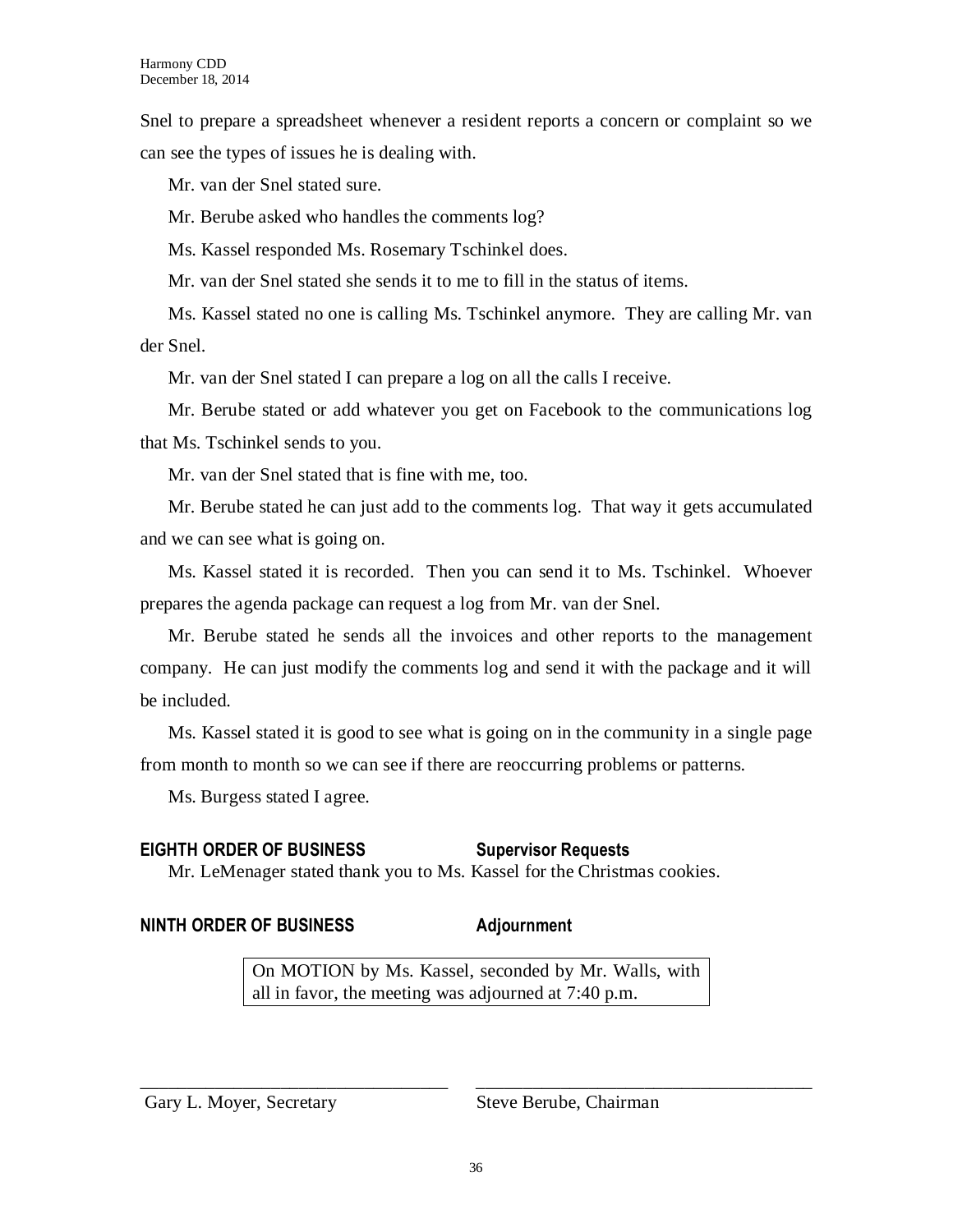Snel to prepare a spreadsheet whenever a resident reports a concern or complaint so we can see the types of issues he is dealing with.

Mr. van der Snel stated sure.

Mr. Berube asked who handles the comments log?

Ms. Kassel responded Ms. Rosemary Tschinkel does.

Mr. van der Snel stated she sends it to me to fill in the status of items.

Ms. Kassel stated no one is calling Ms. Tschinkel anymore. They are calling Mr. van der Snel.

Mr. van der Snel stated I can prepare a log on all the calls I receive.

Mr. Berube stated or add whatever you get on Facebook to the communications log that Ms. Tschinkel sends to you.

Mr. van der Snel stated that is fine with me, too.

Mr. Berube stated he can just add to the comments log. That way it gets accumulated and we can see what is going on.

Ms. Kassel stated it is recorded. Then you can send it to Ms. Tschinkel. Whoever prepares the agenda package can request a log from Mr. van der Snel.

Mr. Berube stated he sends all the invoices and other reports to the management company. He can just modify the comments log and send it with the package and it will be included.

Ms. Kassel stated it is good to see what is going on in the community in a single page from month to month so we can see if there are reoccurring problems or patterns.

Ms. Burgess stated I agree.

**EIGHTH ORDER OF BUSINESS** **Supervisor Requests**

Mr. LeMenager stated thank you to Ms. Kassel for the Christmas cookies.

**NINTH ORDER OF BUSINESS** **Adjournment**

> On MOTION by Ms. Kassel, seconded by Mr. Walls, with all in favor, the meeting was adjourned at 7:40 p.m.

| | |
|---|---|
| _________________________________ | _________________________________ |
| Gary L. Moyer, Secretary | Steve Berube, Chairman |